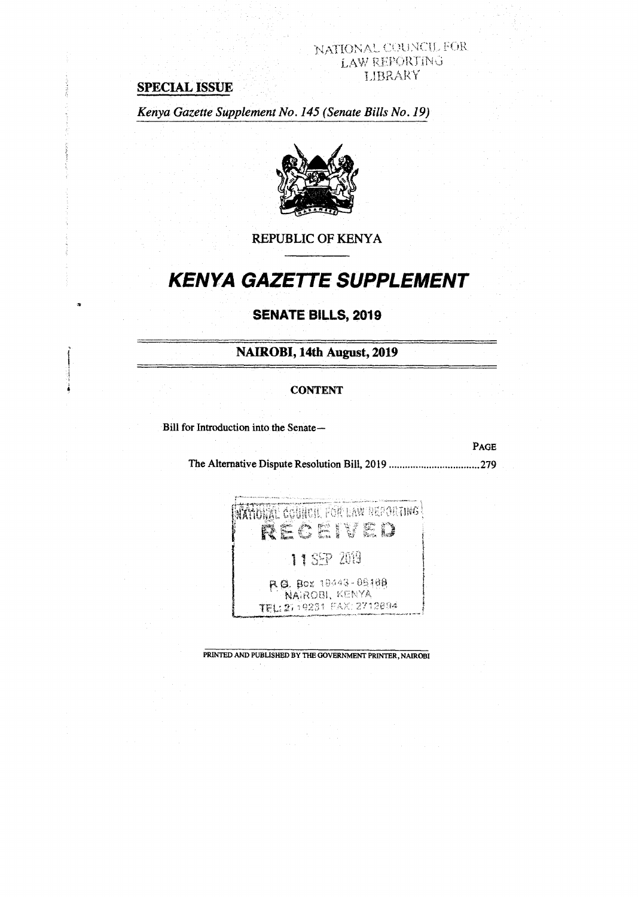NATIONAL COUNCIL FOR LAW REPORTING LIBRARY

**SPECIAL ISSUE**

*Kenya Gazette Supplement No. 145 (Senate Bills No. 19)*

REPUBLIC OF KENYA

# *KENYA GAZETTE SUPPLEMENT*

## SENATE BILLS, 2019

## NAIROBI, 14th August, 2019

**CONTENT**

Bill for Introduction into the Senate—

| | PAGE |
|---|---|
| The Alternative Dispute Resolution Bill, 2019 | 279 |

NATIONAL COUNCIL FOR LAW REPORTING
RECEIVED
11 SEP 2019
P.O. Box 10443 - 00100
NAIROBI, KENYA
TEL: 2719231 FAX: 2712694

PRINTED AND PUBLISHED BY THE GOVERNMENT PRINTER, NAIROBI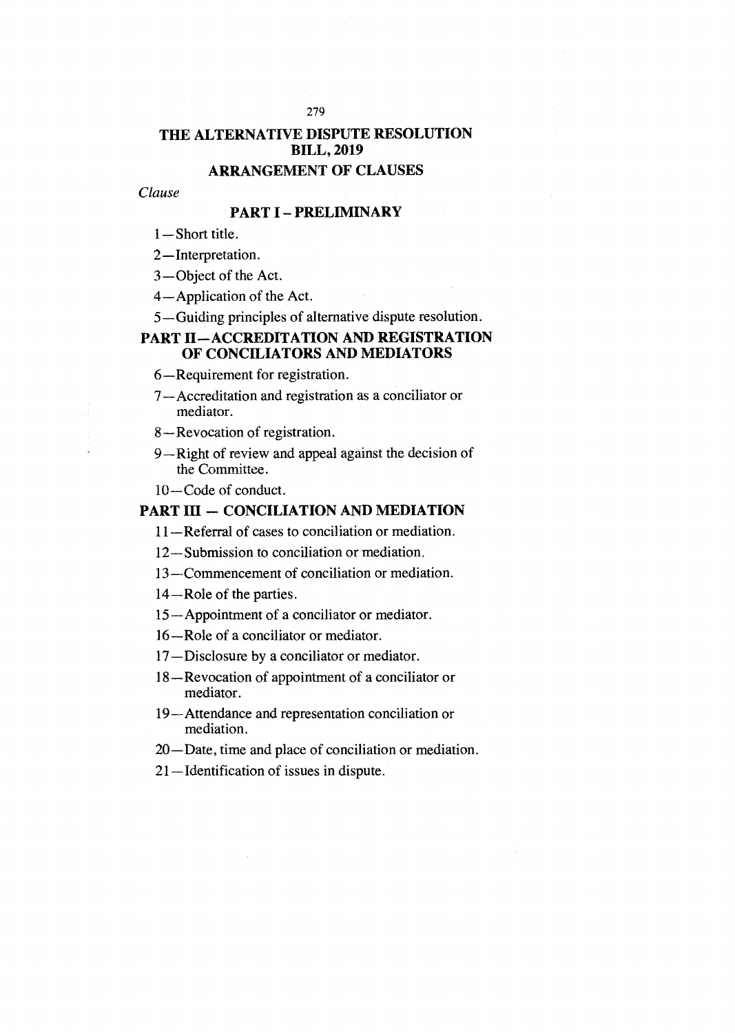# THE ALTERNATIVE DISPUTE RESOLUTION BILL, 2019

## ARRANGEMENT OF CLAUSES

*Clause*

### PART I – PRELIMINARY

1—Short title.

2—Interpretation.

3—Object of the Act.

4—Application of the Act.

5—Guiding principles of alternative dispute resolution.

### PART II—ACCREDITATION AND REGISTRATION OF CONCILIATORS AND MEDIATORS

6—Requirement for registration.

7—Accreditation and registration as a conciliator or mediator.

8—Revocation of registration.

9—Right of review and appeal against the decision of the Committee.

10—Code of conduct.

### PART III — CONCILIATION AND MEDIATION

11—Referral of cases to conciliation or mediation.

12—Submission to conciliation or mediation.

13—Commencement of conciliation or mediation.

14—Role of the parties.

15—Appointment of a conciliator or mediator.

16—Role of a conciliator or mediator.

17—Disclosure by a conciliator or mediator.

18—Revocation of appointment of a conciliator or mediator.

19—Attendance and representation conciliation or mediation.

20—Date, time and place of conciliation or mediation.

21—Identification of issues in dispute.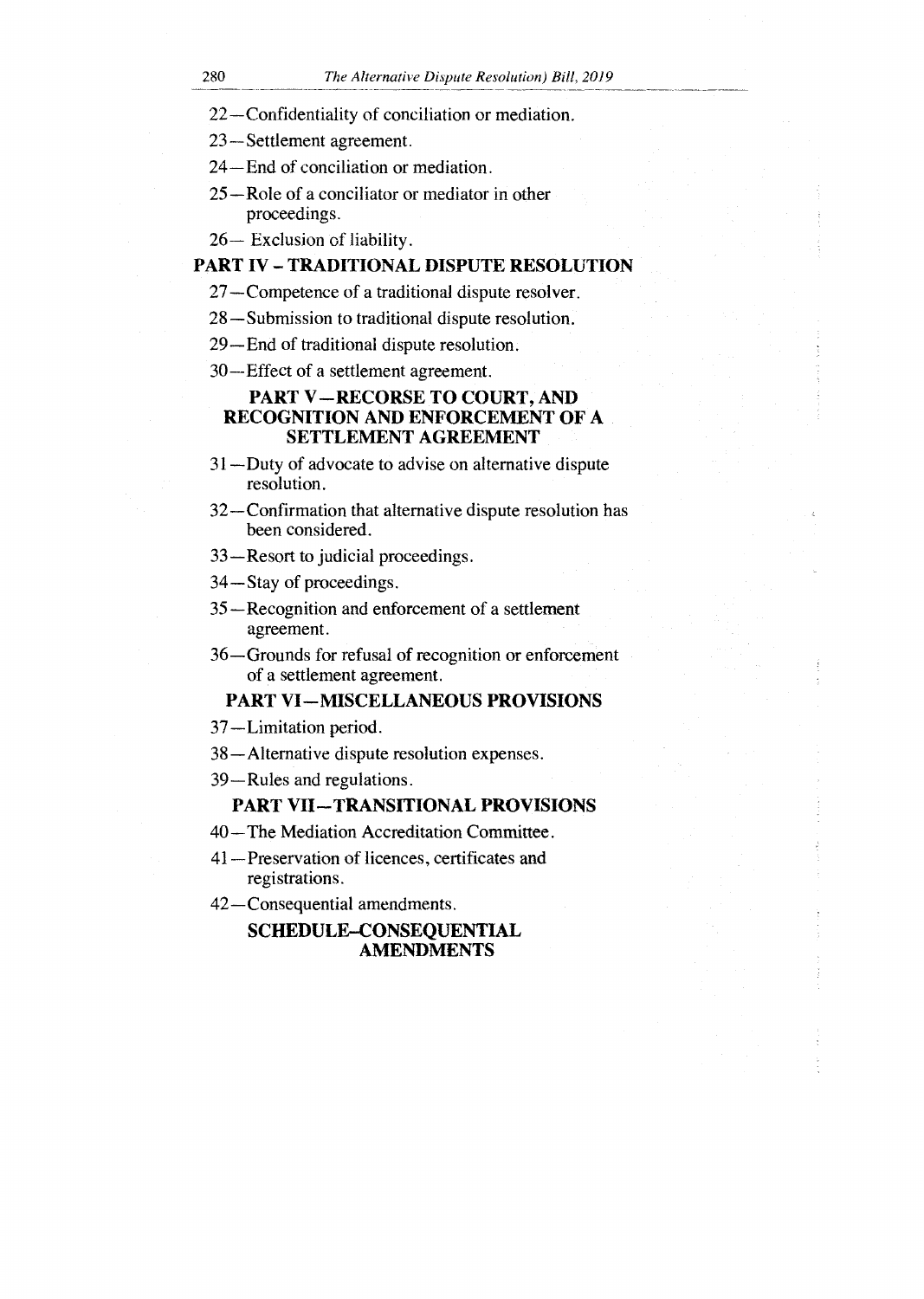22—Confidentiality of conciliation or mediation.

23—Settlement agreement.

24—End of conciliation or mediation.

25—Role of a conciliator or mediator in other proceedings.

26— Exclusion of liability.

## PART IV - TRADITIONAL DISPUTE RESOLUTION

27—Competence of a traditional dispute resolver.

28—Submission to traditional dispute resolution.

29—End of traditional dispute resolution.

30—Effect of a settlement agreement.

## PART V—RECORSE TO COURT, AND RECOGNITION AND ENFORCEMENT OF A SETTLEMENT AGREEMENT

31—Duty of advocate to advise on alternative dispute resolution.

32—Confirmation that alternative dispute resolution has been considered.

33—Resort to judicial proceedings.

34—Stay of proceedings.

35—Recognition and enforcement of a settlement agreement.

36—Grounds for refusal of recognition or enforcement of a settlement agreement.

## PART VI—MISCELLANEOUS PROVISIONS

37—Limitation period.

38—Alternative dispute resolution expenses.

39—Rules and regulations.

## PART VII—TRANSITIONAL PROVISIONS

40—The Mediation Accreditation Committee.

41—Preservation of licences, certificates and registrations.

42—Consequential amendments.

## SCHEDULE—CONSEQUENTIAL AMENDMENTS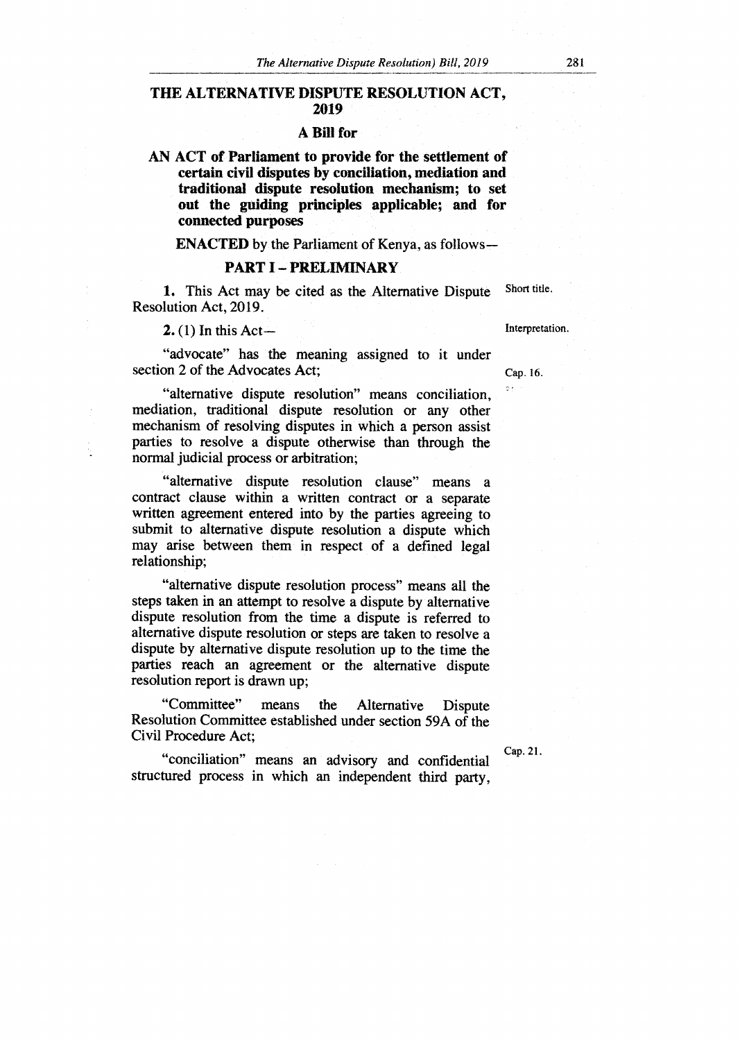# THE ALTERNATIVE DISPUTE RESOLUTION ACT, 2019

## A Bill for

**AN ACT of Parliament to provide for the settlement of certain civil disputes by conciliation, mediation and traditional dispute resolution mechanism; to set out the guiding principles applicable; and for connected purposes**

**ENACTED** by the Parliament of Kenya, as follows—

## PART I – PRELIMINARY

Short title.

**1.** This Act may be cited as the Alternative Dispute Resolution Act, 2019.

Interpretation.

**2.** (1) In this Act—

"advocate" has the meaning assigned to it under section 2 of the Advocates Act;

Cap. 16.

"alternative dispute resolution" means conciliation, mediation, traditional dispute resolution or any other mechanism of resolving disputes in which a person assist parties to resolve a dispute otherwise than through the normal judicial process or arbitration;

"alternative dispute resolution clause" means a contract clause within a written contract or a separate written agreement entered into by the parties agreeing to submit to alternative dispute resolution a dispute which may arise between them in respect of a defined legal relationship;

"alternative dispute resolution process" means all the steps taken in an attempt to resolve a dispute by alternative dispute resolution from the time a dispute is referred to alternative dispute resolution or steps are taken to resolve a dispute by alternative dispute resolution up to the time the parties reach an agreement or the alternative dispute resolution report is drawn up;

"Committee" means the Alternative Dispute Resolution Committee established under section 59A of the Civil Procedure Act;

Cap. 21.

"conciliation" means an advisory and confidential structured process in which an independent third party,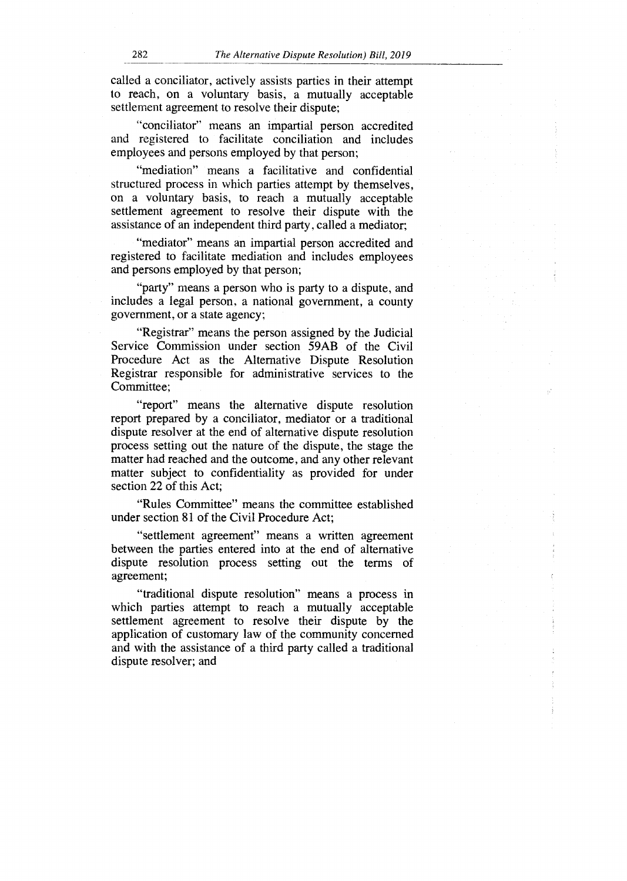called a conciliator, actively assists parties in their attempt to reach, on a voluntary basis, a mutually acceptable settlement agreement to resolve their dispute;

"conciliator" means an impartial person accredited and registered to facilitate conciliation and includes employees and persons employed by that person;

"mediation" means a facilitative and confidential structured process in which parties attempt by themselves, on a voluntary basis, to reach a mutually acceptable settlement agreement to resolve their dispute with the assistance of an independent third party, called a mediator;

"mediator" means an impartial person accredited and registered to facilitate mediation and includes employees and persons employed by that person;

"party" means a person who is party to a dispute, and includes a legal person, a national government, a county government, or a state agency;

"Registrar" means the person assigned by the Judicial Service Commission under section 59AB of the Civil Procedure Act as the Alternative Dispute Resolution Registrar responsible for administrative services to the Committee;

"report" means the alternative dispute resolution report prepared by a conciliator, mediator or a traditional dispute resolver at the end of alternative dispute resolution process setting out the nature of the dispute, the stage the matter had reached and the outcome, and any other relevant matter subject to confidentiality as provided for under section 22 of this Act;

"Rules Committee" means the committee established under section 81 of the Civil Procedure Act;

"settlement agreement" means a written agreement between the parties entered into at the end of alternative dispute resolution process setting out the terms of agreement;

"traditional dispute resolution" means a process in which parties attempt to reach a mutually acceptable settlement agreement to resolve their dispute by the application of customary law of the community concerned and with the assistance of a third party called a traditional dispute resolver; and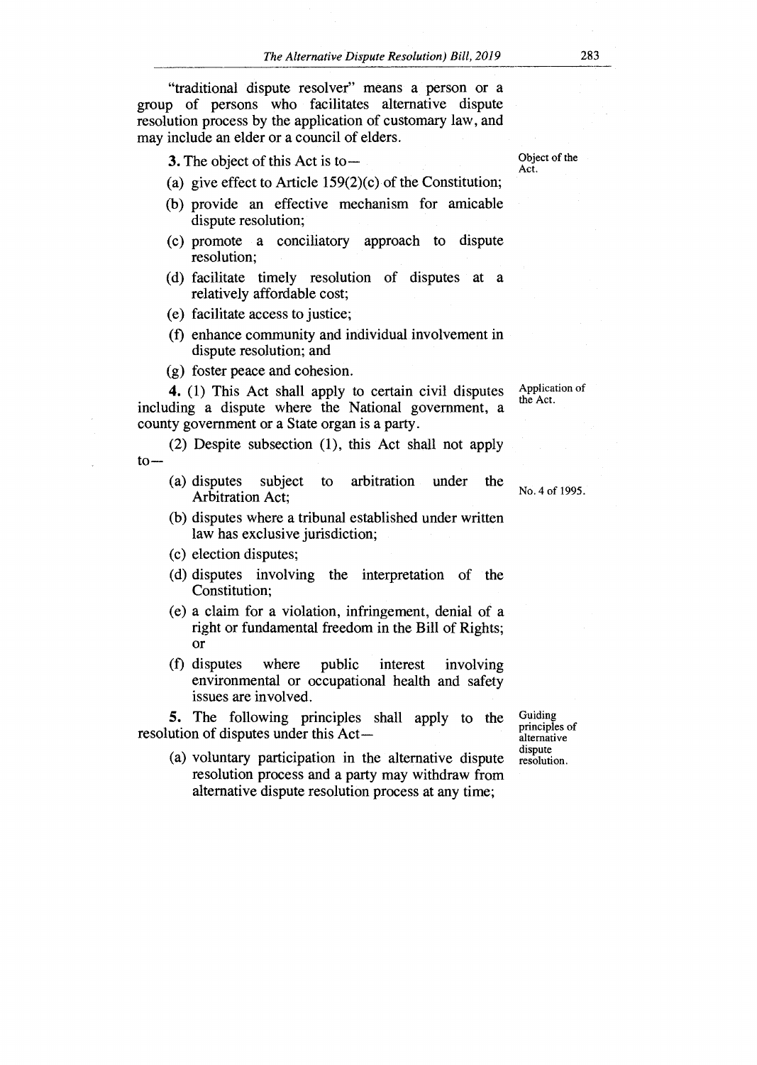"traditional dispute resolver" means a person or a group of persons who facilitates alternative dispute resolution process by the application of customary law, and may include an elder or a council of elders.

Object of the Act.

**3.** The object of this Act is to—

(a) give effect to Article 159(2)(c) of the Constitution;

(b) provide an effective mechanism for amicable dispute resolution;

(c) promote a conciliatory approach to dispute resolution;

(d) facilitate timely resolution of disputes at a relatively affordable cost;

(e) facilitate access to justice;

(f) enhance community and individual involvement in dispute resolution; and

(g) foster peace and cohesion.

Application of the Act.

**4.** (1) This Act shall apply to certain civil disputes including a dispute where the National government, a county government or a State organ is a party.

(2) Despite subsection (1), this Act shall not apply to—

(a) disputes subject to arbitration under the Arbitration Act; No. 4 of 1995.

(b) disputes where a tribunal established under written law has exclusive jurisdiction;

(c) election disputes;

(d) disputes involving the interpretation of the Constitution;

(e) a claim for a violation, infringement, denial of a right or fundamental freedom in the Bill of Rights; or

(f) disputes where public interest involving environmental or occupational health and safety issues are involved.

Guiding principles of alternative dispute resolution.

**5.** The following principles shall apply to the resolution of disputes under this Act—

(a) voluntary participation in the alternative dispute resolution process and a party may withdraw from alternative dispute resolution process at any time;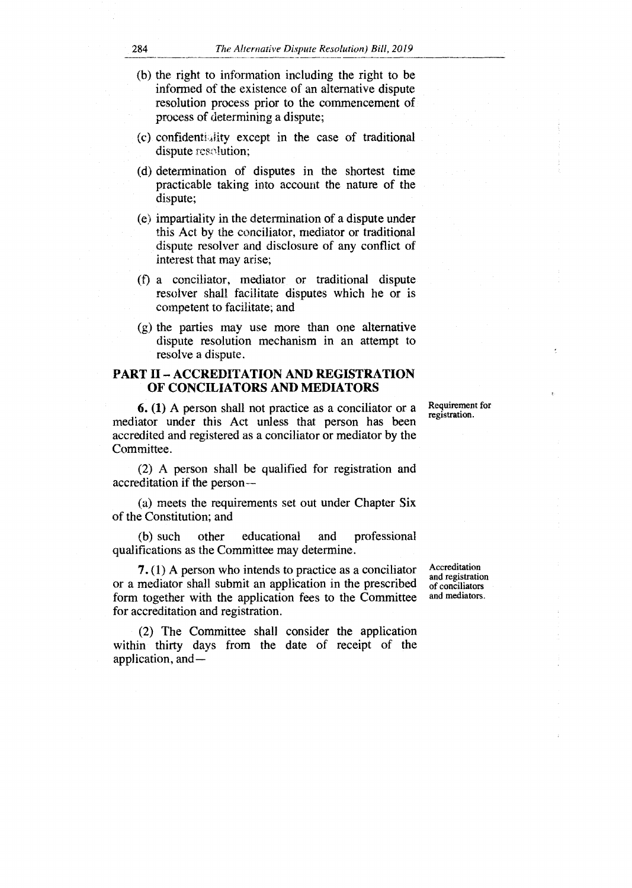(b) the right to information including the right to be informed of the existence of an alternative dispute resolution process prior to the commencement of process of determining a dispute;

(c) confidentiality except in the case of traditional dispute resolution;

(d) determination of disputes in the shortest time practicable taking into account the nature of the dispute;

(e) impartiality in the determination of a dispute under this Act by the conciliator, mediator or traditional dispute resolver and disclosure of any conflict of interest that may arise;

(f) a conciliator, mediator or traditional dispute resolver shall facilitate disputes which he or is competent to facilitate; and

(g) the parties may use more than one alternative dispute resolution mechanism in an attempt to resolve a dispute.

## PART II – ACCREDITATION AND REGISTRATION OF CONCILIATORS AND MEDIATORS

Requirement for registration.

**6. (1)** A person shall not practice as a conciliator or a mediator under this Act unless that person has been accredited and registered as a conciliator or mediator by the Committee.

(2) A person shall be qualified for registration and accreditation if the person—

(a) meets the requirements set out under Chapter Six of the Constitution; and

(b) such other educational and professional qualifications as the Committee may determine.

Accreditation and registration of conciliators and mediators.

**7.** (1) A person who intends to practice as a conciliator or a mediator shall submit an application in the prescribed form together with the application fees to the Committee for accreditation and registration.

(2) The Committee shall consider the application within thirty days from the date of receipt of the application, and—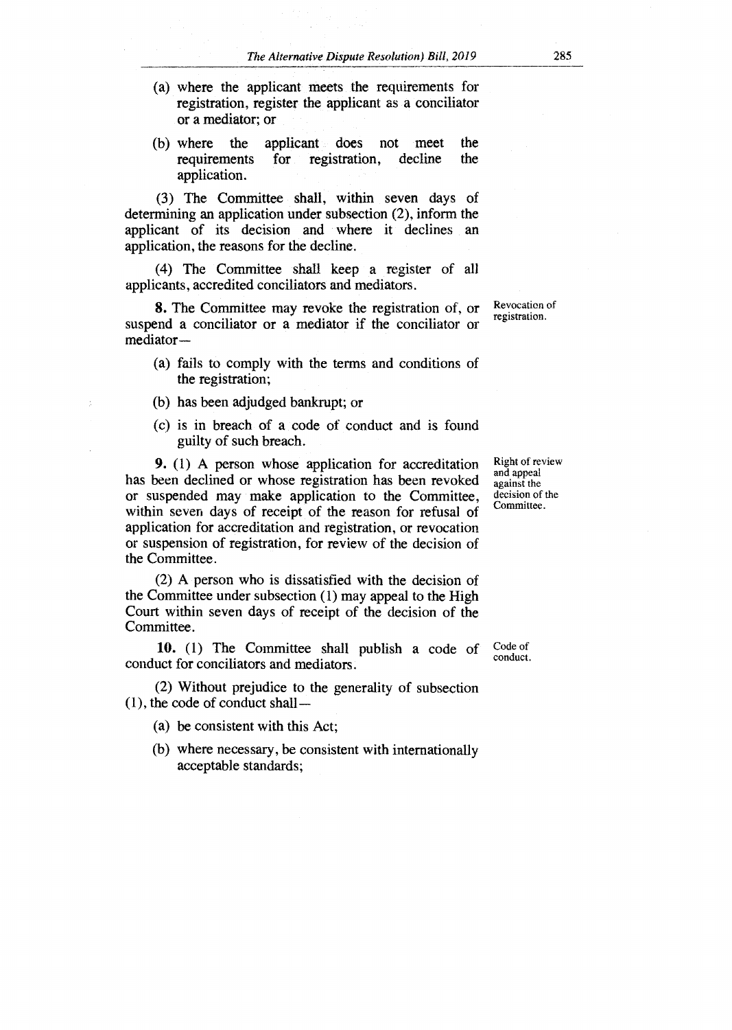(a) where the applicant meets the requirements for registration, register the applicant as a conciliator or a mediator; or

(b) where the applicant does not meet the requirements for registration, decline the application.

(3) The Committee shall, within seven days of determining an application under subsection (2), inform the applicant of its decision and where it declines an application, the reasons for the decline.

(4) The Committee shall keep a register of all applicants, accredited conciliators and mediators.

Revocation of registration.

**8.** The Committee may revoke the registration of, or suspend a conciliator or a mediator if the conciliator or mediator—

(a) fails to comply with the terms and conditions of the registration;

(b) has been adjudged bankrupt; or

(c) is in breach of a code of conduct and is found guilty of such breach.

Right of review and appeal against the decision of the Committee.

**9.** (1) A person whose application for accreditation has been declined or whose registration has been revoked or suspended may make application to the Committee, within seven days of receipt of the reason for refusal of application for accreditation and registration, or revocation or suspension of registration, for review of the decision of the Committee.

(2) A person who is dissatisfied with the decision of the Committee under subsection (1) may appeal to the High Court within seven days of receipt of the decision of the Committee.

Code of conduct.

**10.** (1) The Committee shall publish a code of conduct for conciliators and mediators.

(2) Without prejudice to the generality of subsection (1), the code of conduct shall—

(a) be consistent with this Act;

(b) where necessary, be consistent with internationally acceptable standards;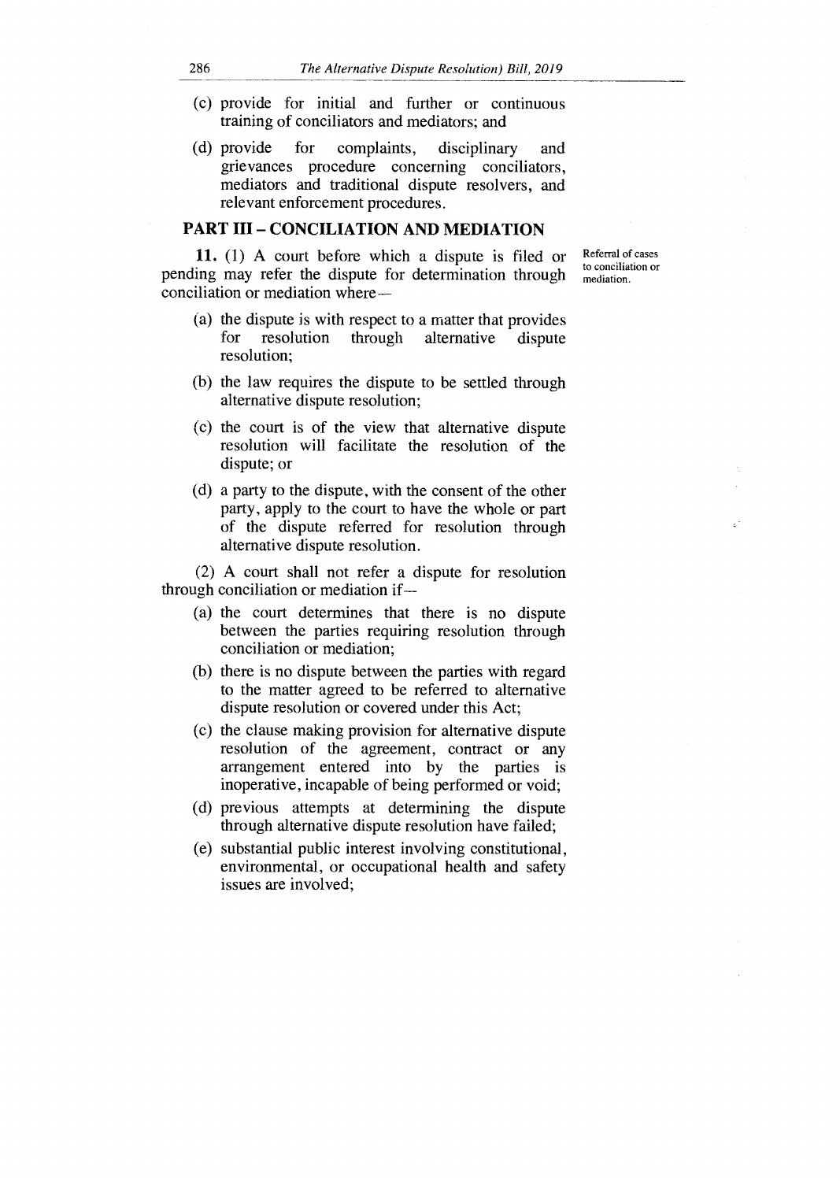(c) provide for initial and further or continuous training of conciliators and mediators; and

(d) provide for complaints, disciplinary and grievances procedure concerning conciliators, mediators and traditional dispute resolvers, and relevant enforcement procedures.

## PART III – CONCILIATION AND MEDIATION

Referral of cases to conciliation or mediation.

**11.** (1) A court before which a dispute is filed or pending may refer the dispute for determination through conciliation or mediation where—

(a) the dispute is with respect to a matter that provides for resolution through alternative dispute resolution;

(b) the law requires the dispute to be settled through alternative dispute resolution;

(c) the court is of the view that alternative dispute resolution will facilitate the resolution of the dispute; or

(d) a party to the dispute, with the consent of the other party, apply to the court to have the whole or part of the dispute referred for resolution through alternative dispute resolution.

(2) A court shall not refer a dispute for resolution through conciliation or mediation if—

(a) the court determines that there is no dispute between the parties requiring resolution through conciliation or mediation;

(b) there is no dispute between the parties with regard to the matter agreed to be referred to alternative dispute resolution or covered under this Act;

(c) the clause making provision for alternative dispute resolution of the agreement, contract or any arrangement entered into by the parties is inoperative, incapable of being performed or void;

(d) previous attempts at determining the dispute through alternative dispute resolution have failed;

(e) substantial public interest involving constitutional, environmental, or occupational health and safety issues are involved;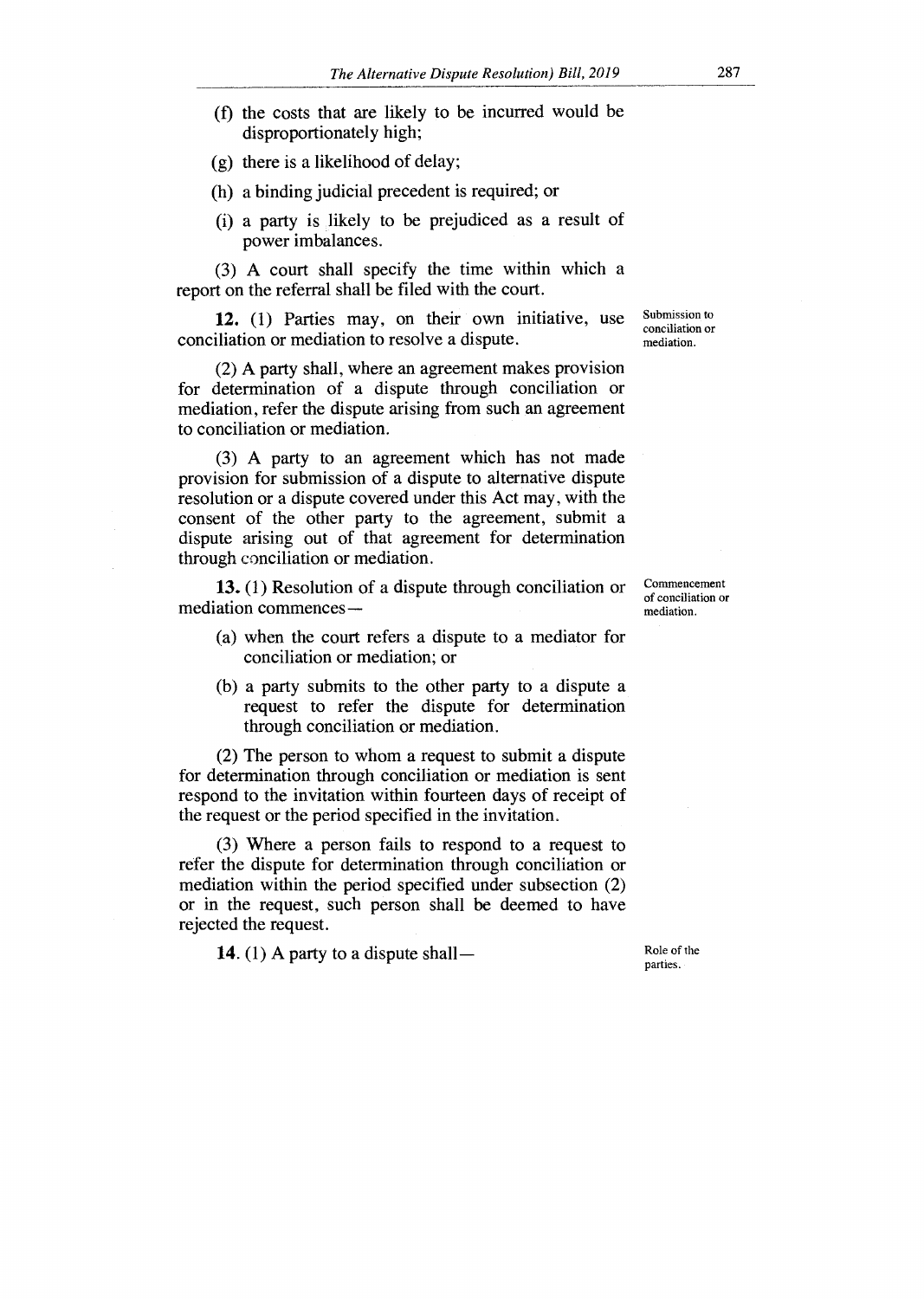(f) the costs that are likely to be incurred would be disproportionately high;

(g) there is a likelihood of delay;

(h) a binding judicial precedent is required; or

(i) a party is likely to be prejudiced as a result of power imbalances.

(3) A court shall specify the time within which a report on the referral shall be filed with the court.

**Submission to conciliation or mediation.**

**12.** (1) Parties may, on their own initiative, use conciliation or mediation to resolve a dispute.

(2) A party shall, where an agreement makes provision for determination of a dispute through conciliation or mediation, refer the dispute arising from such an agreement to conciliation or mediation.

(3) A party to an agreement which has not made provision for submission of a dispute to alternative dispute resolution or a dispute covered under this Act may, with the consent of the other party to the agreement, submit a dispute arising out of that agreement for determination through conciliation or mediation.

**Commencement of conciliation or mediation.**

**13.** (1) Resolution of a dispute through conciliation or mediation commences—

(a) when the court refers a dispute to a mediator for conciliation or mediation; or

(b) a party submits to the other party to a dispute a request to refer the dispute for determination through conciliation or mediation.

(2) The person to whom a request to submit a dispute for determination through conciliation or mediation is sent respond to the invitation within fourteen days of receipt of the request or the period specified in the invitation.

(3) Where a person fails to respond to a request to refer the dispute for determination through conciliation or mediation within the period specified under subsection (2) or in the request, such person shall be deemed to have rejected the request.

**Role of the parties.**

**14.** (1) A party to a dispute shall—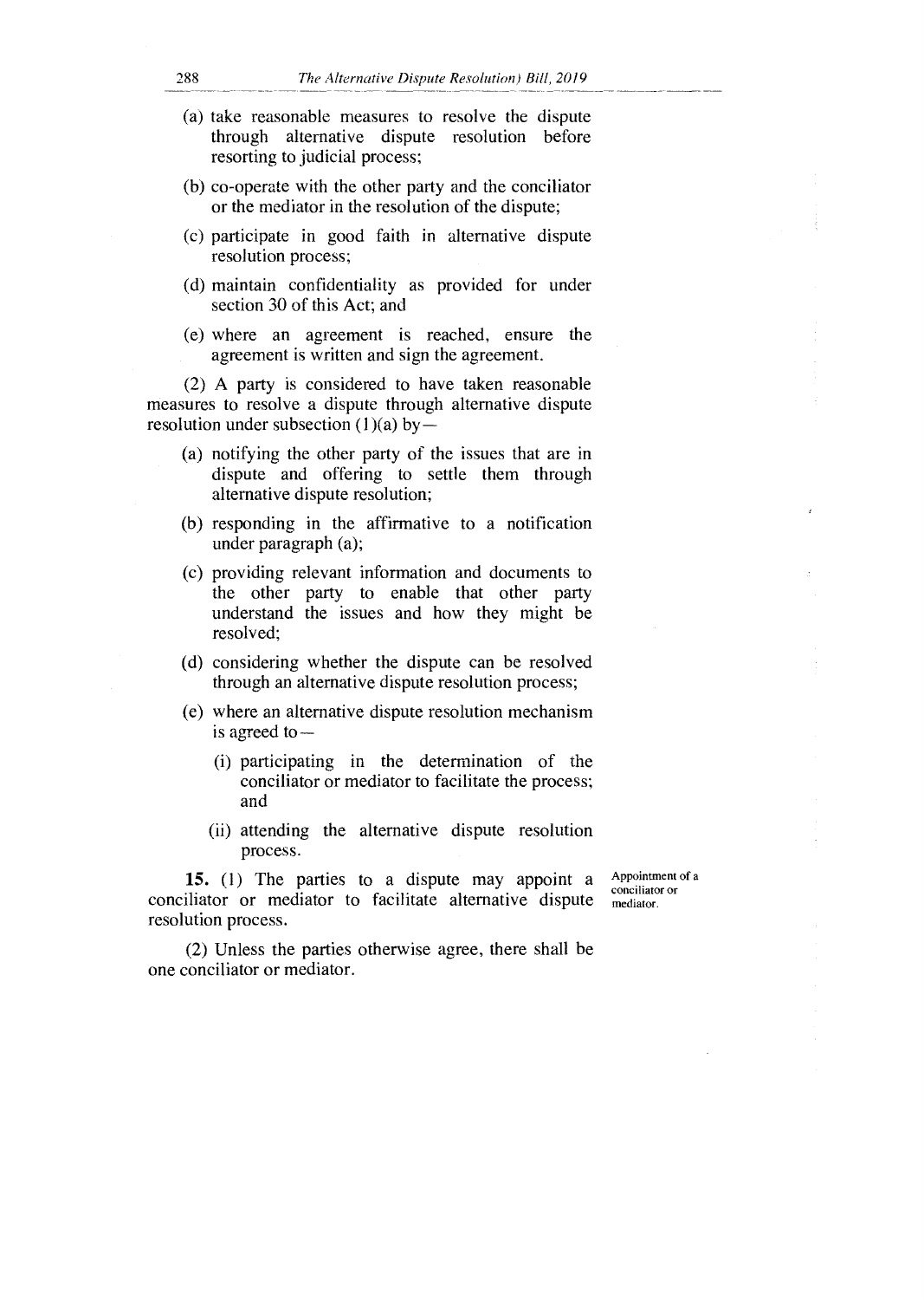(a) take reasonable measures to resolve the dispute through alternative dispute resolution before resorting to judicial process;

(b) co-operate with the other party and the conciliator or the mediator in the resolution of the dispute;

(c) participate in good faith in alternative dispute resolution process;

(d) maintain confidentiality as provided for under section 30 of this Act; and

(e) where an agreement is reached, ensure the agreement is written and sign the agreement.

(2) A party is considered to have taken reasonable measures to resolve a dispute through alternative dispute resolution under subsection (1)(a) by—

(a) notifying the other party of the issues that are in dispute and offering to settle them through alternative dispute resolution;

(b) responding in the affirmative to a notification under paragraph (a);

(c) providing relevant information and documents to the other party to enable that other party understand the issues and how they might be resolved;

(d) considering whether the dispute can be resolved through an alternative dispute resolution process;

(e) where an alternative dispute resolution mechanism is agreed to—

(i) participating in the determination of the conciliator or mediator to facilitate the process; and

(ii) attending the alternative dispute resolution process.

Appointment of a conciliator or mediator.

**15.** (1) The parties to a dispute may appoint a conciliator or mediator to facilitate alternative dispute resolution process.

(2) Unless the parties otherwise agree, there shall be one conciliator or mediator.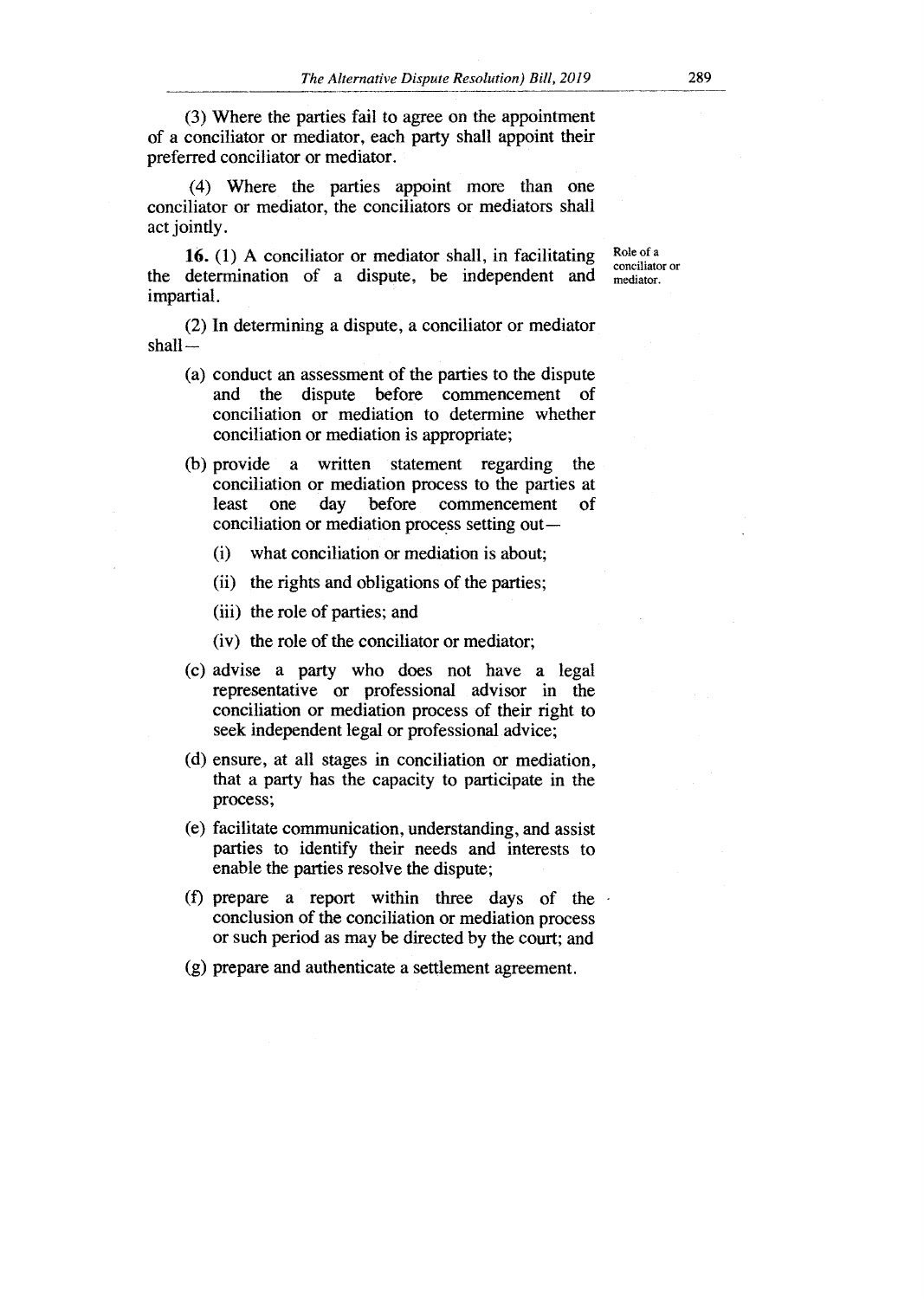(3) Where the parties fail to agree on the appointment of a conciliator or mediator, each party shall appoint their preferred conciliator or mediator.

(4) Where the parties appoint more than one conciliator or mediator, the conciliators or mediators shall act jointly.

Role of a conciliator or mediator.

**16.** (1) A conciliator or mediator shall, in facilitating the determination of a dispute, be independent and impartial.

(2) In determining a dispute, a conciliator or mediator shall—

(a) conduct an assessment of the parties to the dispute and the dispute before commencement of conciliation or mediation to determine whether conciliation or mediation is appropriate;

(b) provide a written statement regarding the conciliation or mediation process to the parties at least one day before commencement of conciliation or mediation process setting out—

(i) what conciliation or mediation is about;

(ii) the rights and obligations of the parties;

(iii) the role of parties; and

(iv) the role of the conciliator or mediator;

(c) advise a party who does not have a legal representative or professional advisor in the conciliation or mediation process of their right to seek independent legal or professional advice;

(d) ensure, at all stages in conciliation or mediation, that a party has the capacity to participate in the process;

(e) facilitate communication, understanding, and assist parties to identify their needs and interests to enable the parties resolve the dispute;

(f) prepare a report within three days of the conclusion of the conciliation or mediation process or such period as may be directed by the court; and

(g) prepare and authenticate a settlement agreement.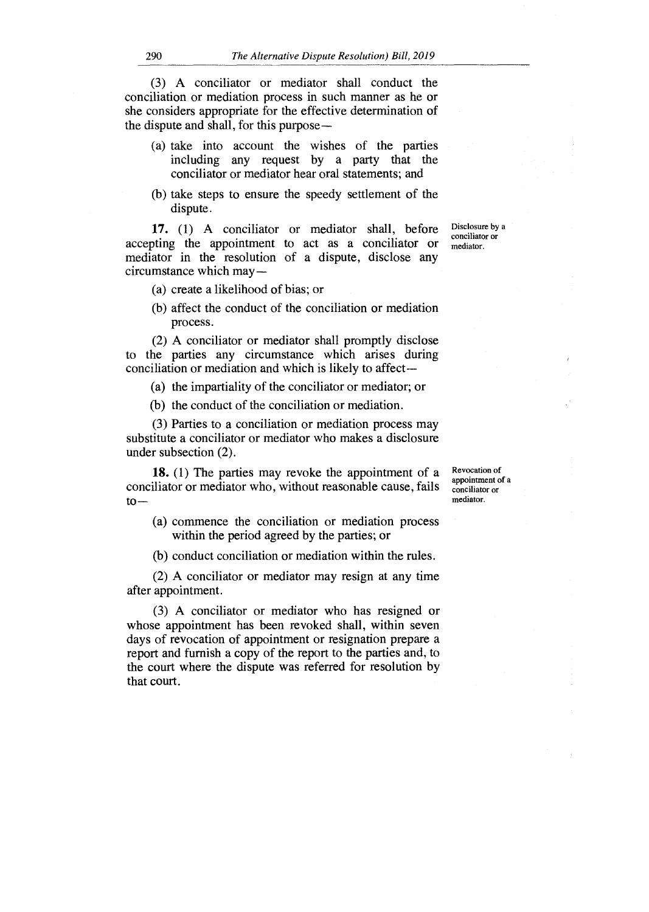(3) A conciliator or mediator shall conduct the conciliation or mediation process in such manner as he or she considers appropriate for the effective determination of the dispute and shall, for this purpose—

(a) take into account the wishes of the parties including any request by a party that the conciliator or mediator hear oral statements; and

(b) take steps to ensure the speedy settlement of the dispute.

Disclosure by a conciliator or mediator.

**17.** (1) A conciliator or mediator shall, before accepting the appointment to act as a conciliator or mediator in the resolution of a dispute, disclose any circumstance which may—

(a) create a likelihood of bias; or

(b) affect the conduct of the conciliation or mediation process.

(2) A conciliator or mediator shall promptly disclose to the parties any circumstance which arises during conciliation or mediation and which is likely to affect—

(a) the impartiality of the conciliator or mediator; or

(b) the conduct of the conciliation or mediation.

(3) Parties to a conciliation or mediation process may substitute a conciliator or mediator who makes a disclosure under subsection (2).

Revocation of appointment of a conciliator or mediator.

**18.** (1) The parties may revoke the appointment of a conciliator or mediator who, without reasonable cause, fails to—

(a) commence the conciliation or mediation process within the period agreed by the parties; or

(b) conduct conciliation or mediation within the rules.

(2) A conciliator or mediator may resign at any time after appointment.

(3) A conciliator or mediator who has resigned or whose appointment has been revoked shall, within seven days of revocation of appointment or resignation prepare a report and furnish a copy of the report to the parties and, to the court where the dispute was referred for resolution by that court.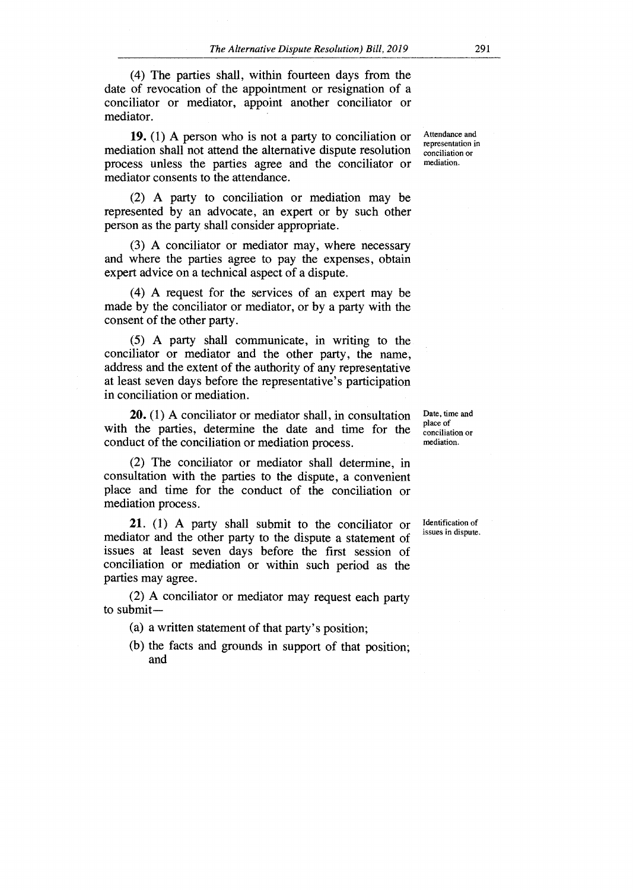(4) The parties shall, within fourteen days from the date of revocation of the appointment or resignation of a conciliator or mediator, appoint another conciliator or mediator.

*Attendance and representation in conciliation or mediation.*

**19.** (1) A person who is not a party to conciliation or mediation shall not attend the alternative dispute resolution process unless the parties agree and the conciliator or mediator consents to the attendance.

(2) A party to conciliation or mediation may be represented by an advocate, an expert or by such other person as the party shall consider appropriate.

(3) A conciliator or mediator may, where necessary and where the parties agree to pay the expenses, obtain expert advice on a technical aspect of a dispute.

(4) A request for the services of an expert may be made by the conciliator or mediator, or by a party with the consent of the other party.

(5) A party shall communicate, in writing to the conciliator or mediator and the other party, the name, address and the extent of the authority of any representative at least seven days before the representative's participation in conciliation or mediation.

*Date, time and place of conciliation or mediation.*

**20.** (1) A conciliator or mediator shall, in consultation with the parties, determine the date and time for the conduct of the conciliation or mediation process.

(2) The conciliator or mediator shall determine, in consultation with the parties to the dispute, a convenient place and time for the conduct of the conciliation or mediation process.

*Identification of issues in dispute.*

**21.** (1) A party shall submit to the conciliator or mediator and the other party to the dispute a statement of issues at least seven days before the first session of conciliation or mediation or within such period as the parties may agree.

(2) A conciliator or mediator may request each party to submit—

(a) a written statement of that party's position;

(b) the facts and grounds in support of that position; and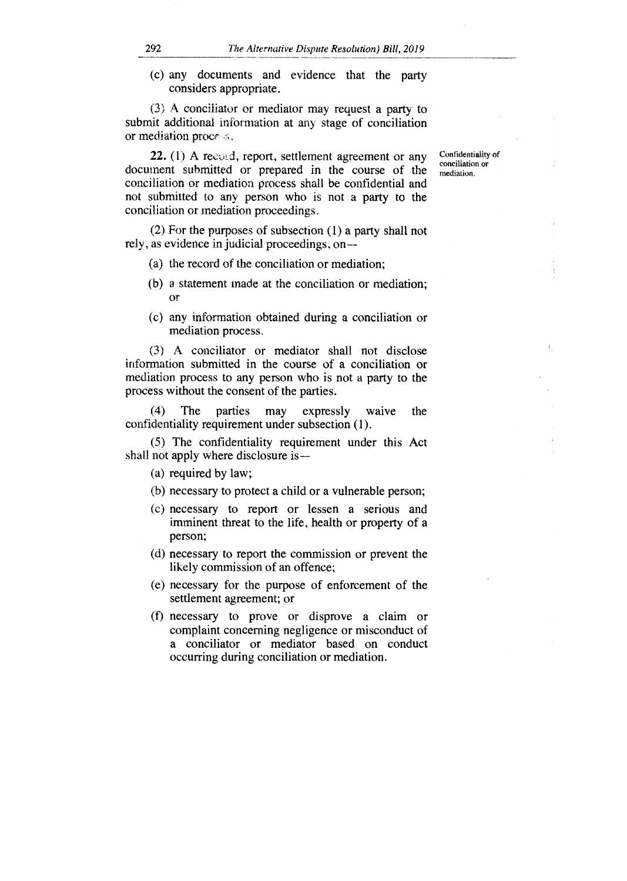(c) any documents and evidence that the party considers appropriate.

(3) A conciliator or mediator may request a party to submit additional information at any stage of conciliation or mediation process.

Confidentiality of conciliation or mediation.

**22.** (1) A record, report, settlement agreement or any document submitted or prepared in the course of the conciliation or mediation process shall be confidential and not submitted to any person who is not a party to the conciliation or mediation proceedings.

(2) For the purposes of subsection (1) a party shall not rely, as evidence in judicial proceedings, on—

- (a) the record of the conciliation or mediation;
- (b) a statement made at the conciliation or mediation; or
- (c) any information obtained during a conciliation or mediation process.

(3) A conciliator or mediator shall not disclose information submitted in the course of a conciliation or mediation process to any person who is not a party to the process without the consent of the parties.

(4) The parties may expressly waive the confidentiality requirement under subsection (1).

(5) The confidentiality requirement under this Act shall not apply where disclosure is—

- (a) required by law;
- (b) necessary to protect a child or a vulnerable person;
- (c) necessary to report or lessen a serious and imminent threat to the life, health or property of a person;
- (d) necessary to report the commission or prevent the likely commission of an offence;
- (e) necessary for the purpose of enforcement of the settlement agreement; or
- (f) necessary to prove or disprove a claim or complaint concerning negligence or misconduct of a conciliator or mediator based on conduct occurring during conciliation or mediation.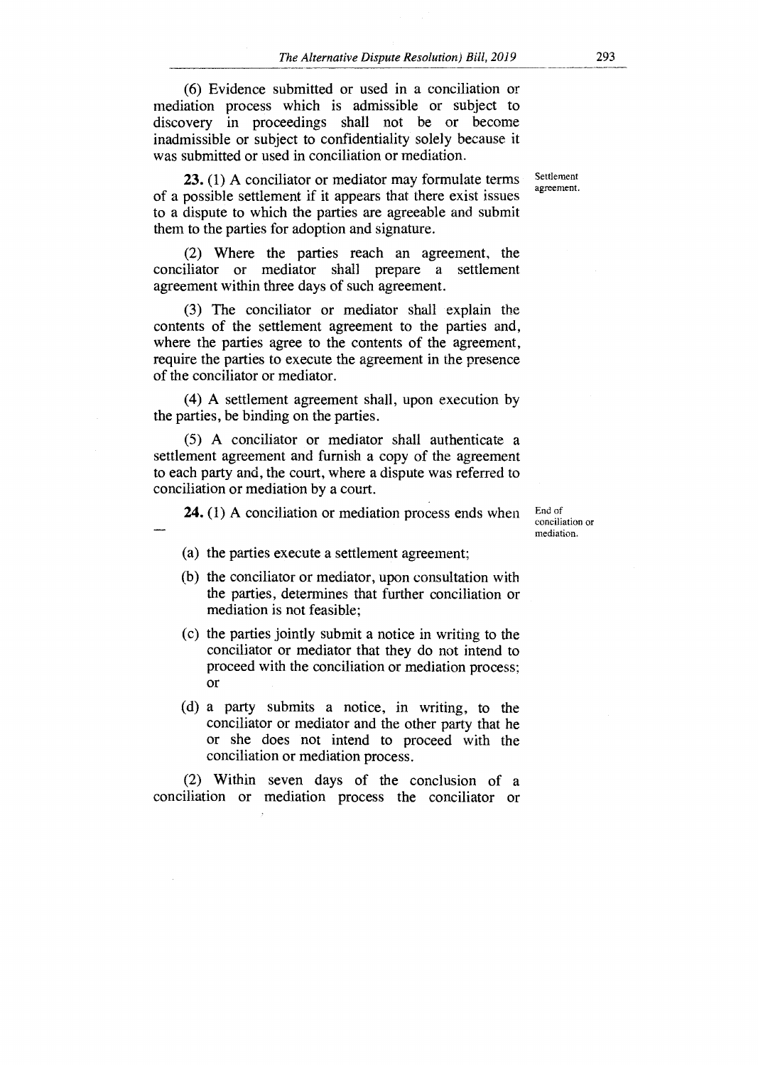(6) Evidence submitted or used in a conciliation or mediation process which is admissible or subject to discovery in proceedings shall not be or become inadmissible or subject to confidentiality solely because it was submitted or used in conciliation or mediation.

Settlement agreement.

**23.** (1) A conciliator or mediator may formulate terms of a possible settlement if it appears that there exist issues to a dispute to which the parties are agreeable and submit them to the parties for adoption and signature.

(2) Where the parties reach an agreement, the conciliator or mediator shall prepare a settlement agreement within three days of such agreement.

(3) The conciliator or mediator shall explain the contents of the settlement agreement to the parties and, where the parties agree to the contents of the agreement, require the parties to execute the agreement in the presence of the conciliator or mediator.

(4) A settlement agreement shall, upon execution by the parties, be binding on the parties.

(5) A conciliator or mediator shall authenticate a settlement agreement and furnish a copy of the agreement to each party and, the court, where a dispute was referred to conciliation or mediation by a court.

End of conciliation or mediation.

**24.** (1) A conciliation or mediation process ends when —

(a) the parties execute a settlement agreement;

(b) the conciliator or mediator, upon consultation with the parties, determines that further conciliation or mediation is not feasible;

(c) the parties jointly submit a notice in writing to the conciliator or mediator that they do not intend to proceed with the conciliation or mediation process; or

(d) a party submits a notice, in writing, to the conciliator or mediator and the other party that he or she does not intend to proceed with the conciliation or mediation process.

(2) Within seven days of the conclusion of a conciliation or mediation process the conciliator or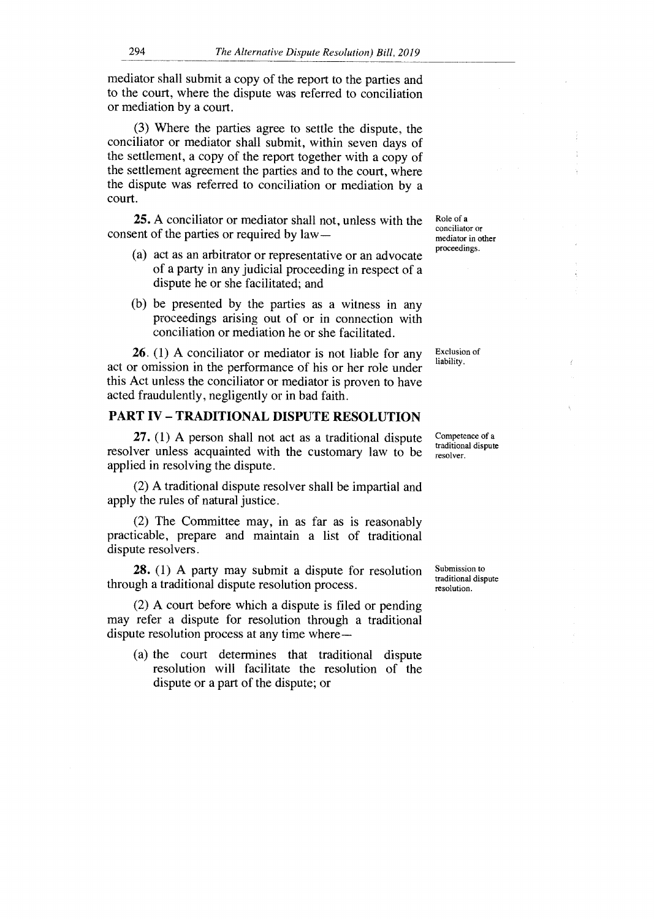mediator shall submit a copy of the report to the parties and to the court, where the dispute was referred to conciliation or mediation by a court.

(3) Where the parties agree to settle the dispute, the conciliator or mediator shall submit, within seven days of the settlement, a copy of the report together with a copy of the settlement agreement the parties and to the court, where the dispute was referred to conciliation or mediation by a court.

Role of a conciliator or mediator in other proceedings.

**25.** A conciliator or mediator shall not, unless with the consent of the parties or required by law—

(a) act as an arbitrator or representative or an advocate of a party in any judicial proceeding in respect of a dispute he or she facilitated; and

(b) be presented by the parties as a witness in any proceedings arising out of or in connection with conciliation or mediation he or she facilitated.

Exclusion of liability.

**26.** (1) A conciliator or mediator is not liable for any act or omission in the performance of his or her role under this Act unless the conciliator or mediator is proven to have acted fraudulently, negligently or in bad faith.

## PART IV – TRADITIONAL DISPUTE RESOLUTION

Competence of a traditional dispute resolver.

**27.** (1) A person shall not act as a traditional dispute resolver unless acquainted with the customary law to be applied in resolving the dispute.

(2) A traditional dispute resolver shall be impartial and apply the rules of natural justice.

(2) The Committee may, in as far as is reasonably practicable, prepare and maintain a list of traditional dispute resolvers.

Submission to traditional dispute resolution.

**28.** (1) A party may submit a dispute for resolution through a traditional dispute resolution process.

(2) A court before which a dispute is filed or pending may refer a dispute for resolution through a traditional dispute resolution process at any time where—

(a) the court determines that traditional dispute resolution will facilitate the resolution of the dispute or a part of the dispute; or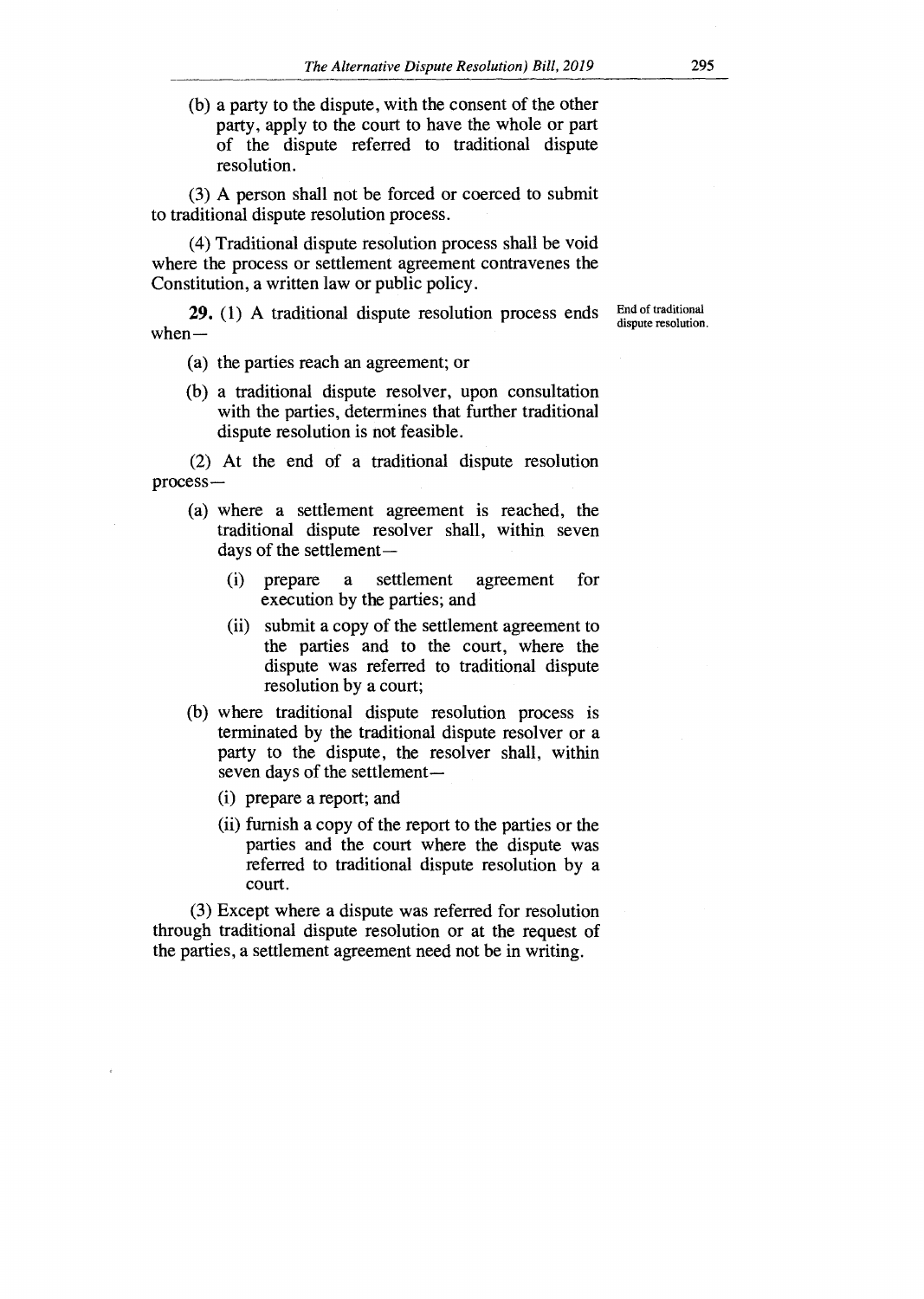(b) a party to the dispute, with the consent of the other party, apply to the court to have the whole or part of the dispute referred to traditional dispute resolution.

(3) A person shall not be forced or coerced to submit to traditional dispute resolution process.

(4) Traditional dispute resolution process shall be void where the process or settlement agreement contravenes the Constitution, a written law or public policy.

*End of traditional dispute resolution.*

**29.** (1) A traditional dispute resolution process ends when—

(a) the parties reach an agreement; or

(b) a traditional dispute resolver, upon consultation with the parties, determines that further traditional dispute resolution is not feasible.

(2) At the end of a traditional dispute resolution process—

(a) where a settlement agreement is reached, the traditional dispute resolver shall, within seven days of the settlement—

(i) prepare a settlement agreement for execution by the parties; and

(ii) submit a copy of the settlement agreement to the parties and to the court, where the dispute was referred to traditional dispute resolution by a court;

(b) where traditional dispute resolution process is terminated by the traditional dispute resolver or a party to the dispute, the resolver shall, within seven days of the settlement—

(i) prepare a report; and

(ii) furnish a copy of the report to the parties or the parties and the court where the dispute was referred to traditional dispute resolution by a court.

(3) Except where a dispute was referred for resolution through traditional dispute resolution or at the request of the parties, a settlement agreement need not be in writing.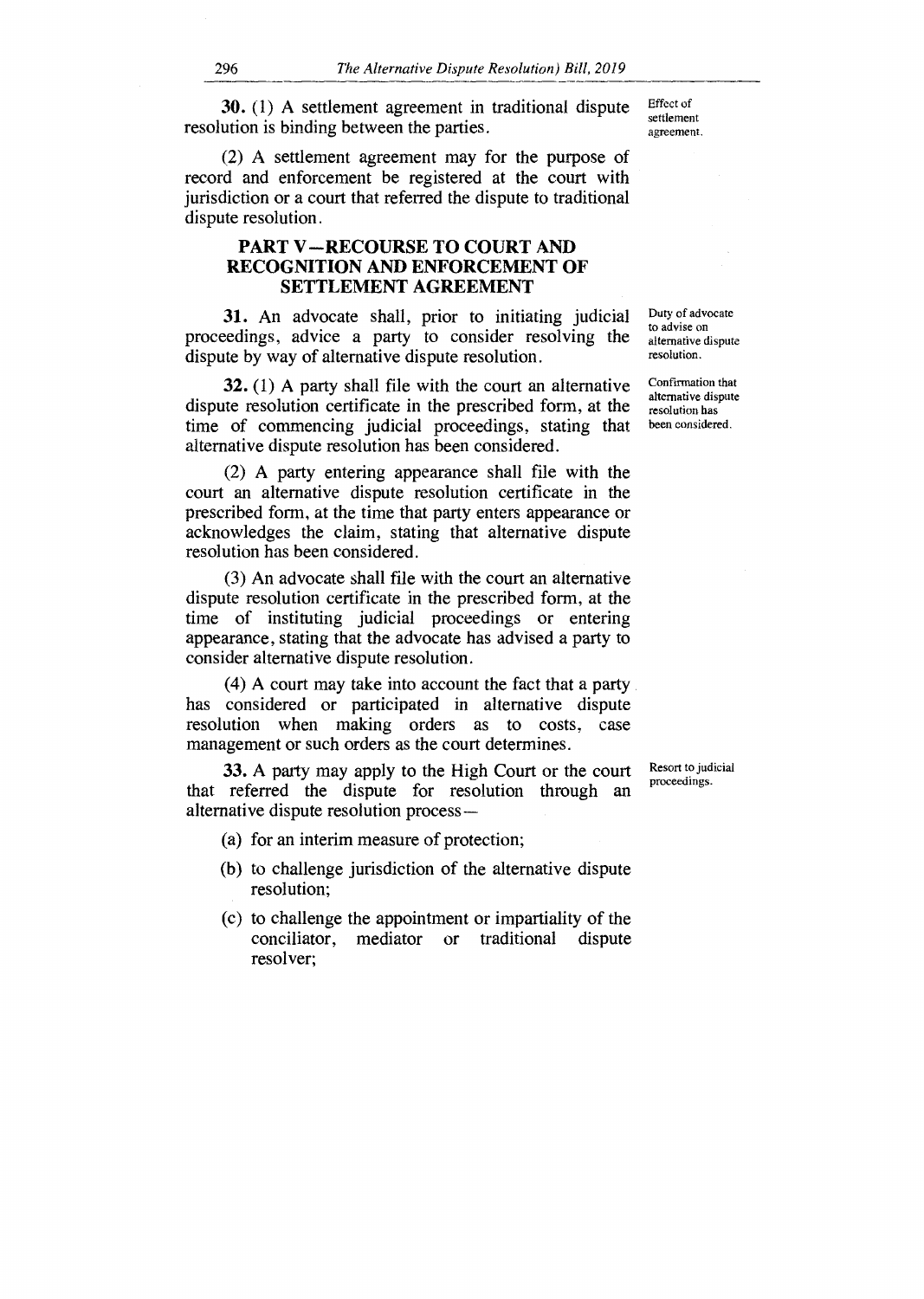**30.** (1) A settlement agreement in traditional dispute resolution is binding between the parties.

Effect of settlement agreement.

(2) A settlement agreement may for the purpose of record and enforcement be registered at the court with jurisdiction or a court that referred the dispute to traditional dispute resolution.

## PART V—RECOURSE TO COURT AND RECOGNITION AND ENFORCEMENT OF SETTLEMENT AGREEMENT

**31.** An advocate shall, prior to initiating judicial proceedings, advice a party to consider resolving the dispute by way of alternative dispute resolution.

Duty of advocate to advise on alternative dispute resolution.

**32.** (1) A party shall file with the court an alternative dispute resolution certificate in the prescribed form, at the time of commencing judicial proceedings, stating that alternative dispute resolution has been considered.

Confirmation that alternative dispute resolution has been considered.

(2) A party entering appearance shall file with the court an alternative dispute resolution certificate in the prescribed form, at the time that party enters appearance or acknowledges the claim, stating that alternative dispute resolution has been considered.

(3) An advocate shall file with the court an alternative dispute resolution certificate in the prescribed form, at the time of instituting judicial proceedings or entering appearance, stating that the advocate has advised a party to consider alternative dispute resolution.

(4) A court may take into account the fact that a party has considered or participated in alternative dispute resolution when making orders as to costs, case management or such orders as the court determines.

**33.** A party may apply to the High Court or the court that referred the dispute for resolution through an alternative dispute resolution process—

Resort to judicial proceedings.

(a) for an interim measure of protection;

(b) to challenge jurisdiction of the alternative dispute resolution;

(c) to challenge the appointment or impartiality of the conciliator, mediator or traditional dispute resolver;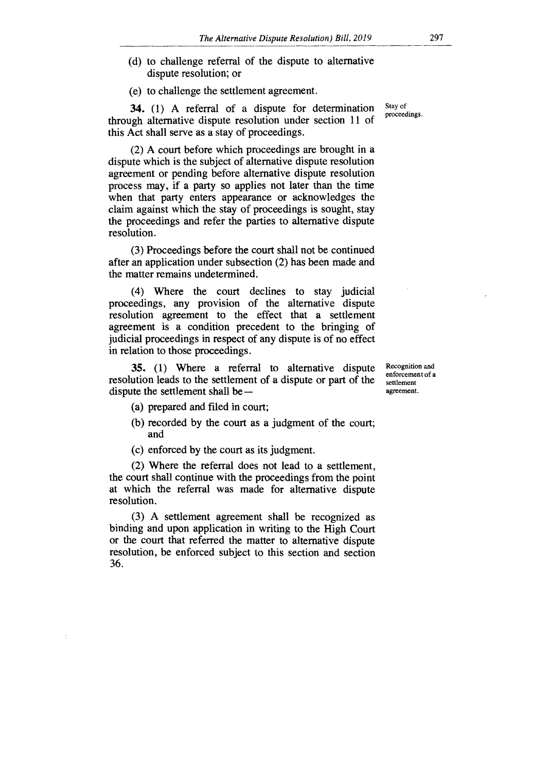(d) to challenge referral of the dispute to alternative dispute resolution; or

(e) to challenge the settlement agreement.

*Stay of proceedings.*

**34.** (1) A referral of a dispute for determination through alternative dispute resolution under section 11 of this Act shall serve as a stay of proceedings.

(2) A court before which proceedings are brought in a dispute which is the subject of alternative dispute resolution agreement or pending before alternative dispute resolution process may, if a party so applies not later than the time when that party enters appearance or acknowledges the claim against which the stay of proceedings is sought, stay the proceedings and refer the parties to alternative dispute resolution.

(3) Proceedings before the court shall not be continued after an application under subsection (2) has been made and the matter remains undetermined.

(4) Where the court declines to stay judicial proceedings, any provision of the alternative dispute resolution agreement to the effect that a settlement agreement is a condition precedent to the bringing of judicial proceedings in respect of any dispute is of no effect in relation to those proceedings.

*Recognition and enforcement of a settlement agreement.*

**35.** (1) Where a referral to alternative dispute resolution leads to the settlement of a dispute or part of the dispute the settlement shall be—

(a) prepared and filed in court;

(b) recorded by the court as a judgment of the court; and

(c) enforced by the court as its judgment.

(2) Where the referral does not lead to a settlement, the court shall continue with the proceedings from the point at which the referral was made for alternative dispute resolution.

(3) A settlement agreement shall be recognized as binding and upon application in writing to the High Court or the court that referred the matter to alternative dispute resolution, be enforced subject to this section and section 36.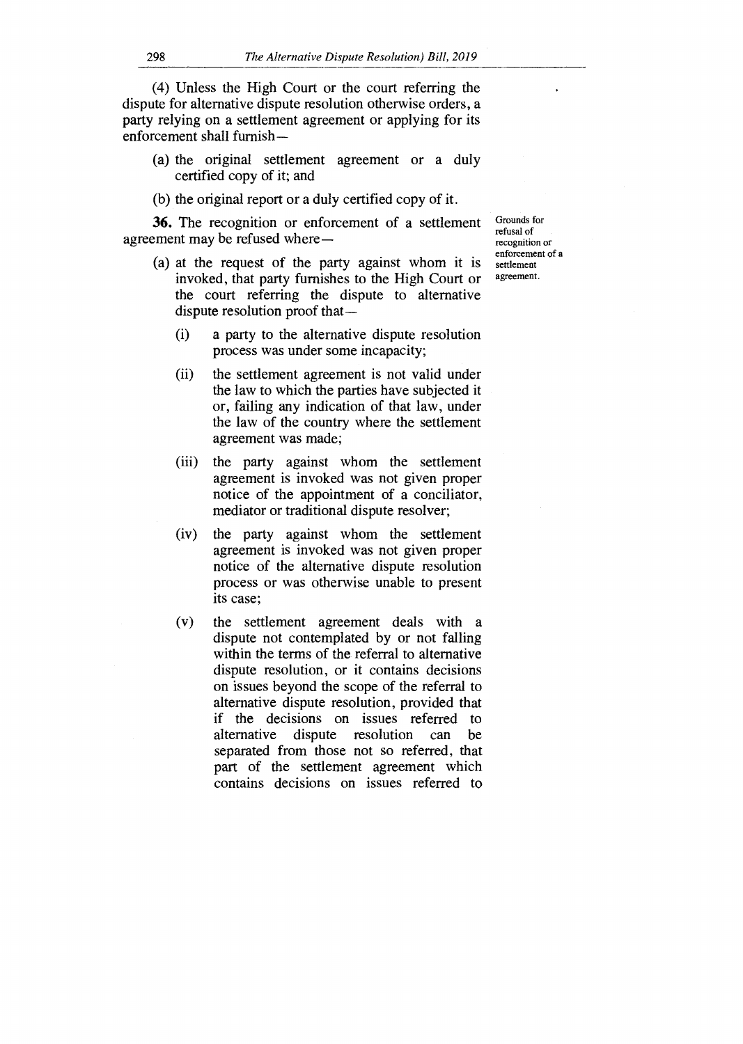(4) Unless the High Court or the court referring the dispute for alternative dispute resolution otherwise orders, a party relying on a settlement agreement or applying for its enforcement shall furnish—

(a) the original settlement agreement or a duly certified copy of it; and

(b) the original report or a duly certified copy of it.

Grounds for refusal of recognition or enforcement of a settlement agreement.

**36.** The recognition or enforcement of a settlement agreement may be refused where—

(a) at the request of the party against whom it is invoked, that party furnishes to the High Court or the court referring the dispute to alternative dispute resolution proof that—

(i) a party to the alternative dispute resolution process was under some incapacity;

(ii) the settlement agreement is not valid under the law to which the parties have subjected it or, failing any indication of that law, under the law of the country where the settlement agreement was made;

(iii) the party against whom the settlement agreement is invoked was not given proper notice of the appointment of a conciliator, mediator or traditional dispute resolver;

(iv) the party against whom the settlement agreement is invoked was not given proper notice of the alternative dispute resolution process or was otherwise unable to present its case;

(v) the settlement agreement deals with a dispute not contemplated by or not falling within the terms of the referral to alternative dispute resolution, or it contains decisions on issues beyond the scope of the referral to alternative dispute resolution, provided that if the decisions on issues referred to alternative dispute resolution can be separated from those not so referred, that part of the settlement agreement which contains decisions on issues referred to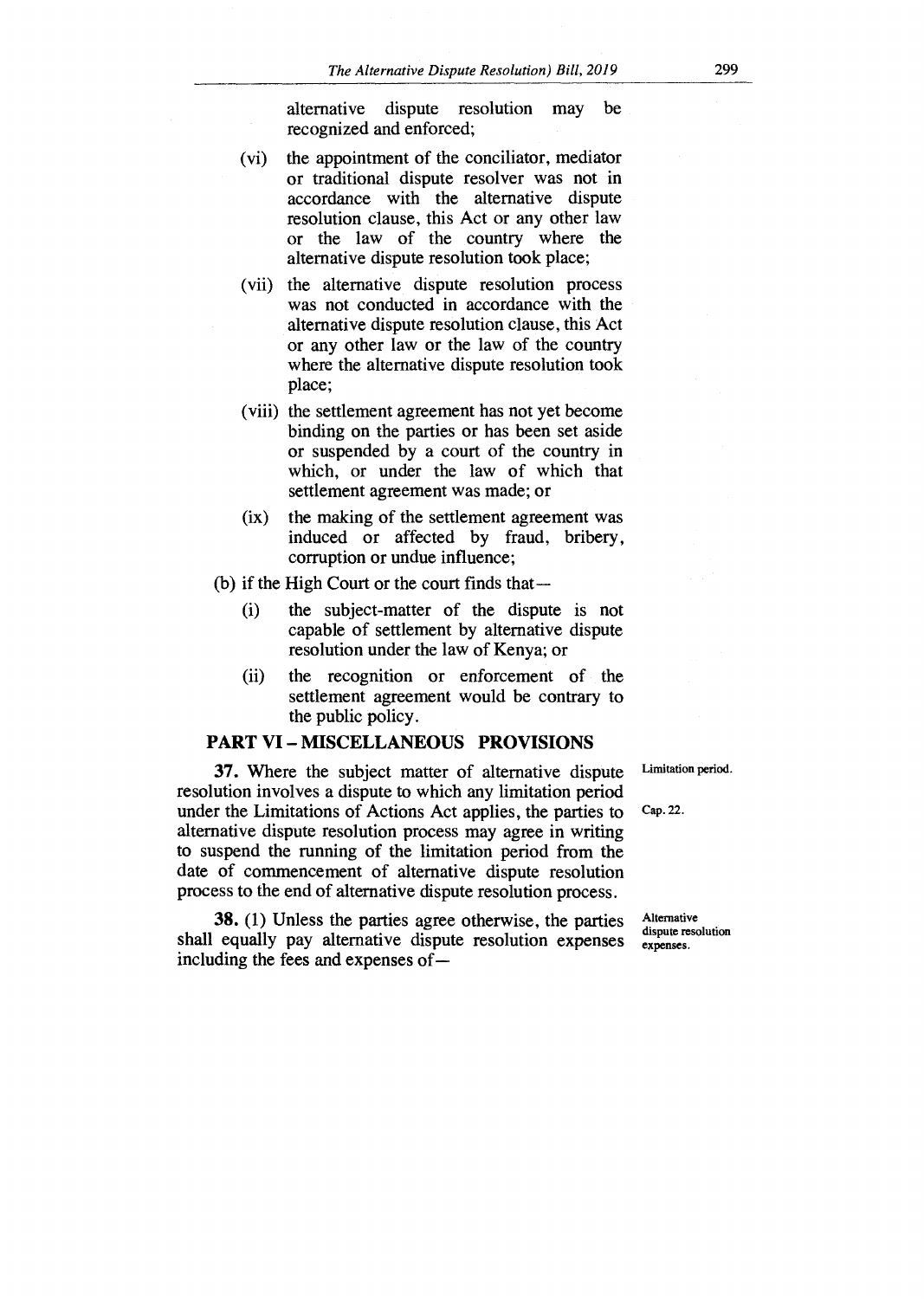alternative dispute resolution may be recognized and enforced;

(vi) the appointment of the conciliator, mediator or traditional dispute resolver was not in accordance with the alternative dispute resolution clause, this Act or any other law or the law of the country where the alternative dispute resolution took place;

(vii) the alternative dispute resolution process was not conducted in accordance with the alternative dispute resolution clause, this Act or any other law or the law of the country where the alternative dispute resolution took place;

(viii) the settlement agreement has not yet become binding on the parties or has been set aside or suspended by a court of the country in which, or under the law of which that settlement agreement was made; or

(ix) the making of the settlement agreement was induced or affected by fraud, bribery, corruption or undue influence;

(b) if the High Court or the court finds that—

(i) the subject-matter of the dispute is not capable of settlement by alternative dispute resolution under the law of Kenya; or

(ii) the recognition or enforcement of the settlement agreement would be contrary to the public policy.

## PART VI – MISCELLANEOUS PROVISIONS

Limitation period.

Cap. 22.

**37.** Where the subject matter of alternative dispute resolution involves a dispute to which any limitation period under the Limitations of Actions Act applies, the parties to alternative dispute resolution process may agree in writing to suspend the running of the limitation period from the date of commencement of alternative dispute resolution process to the end of alternative dispute resolution process.

Alternative dispute resolution expenses.

**38.** (1) Unless the parties agree otherwise, the parties shall equally pay alternative dispute resolution expenses including the fees and expenses of—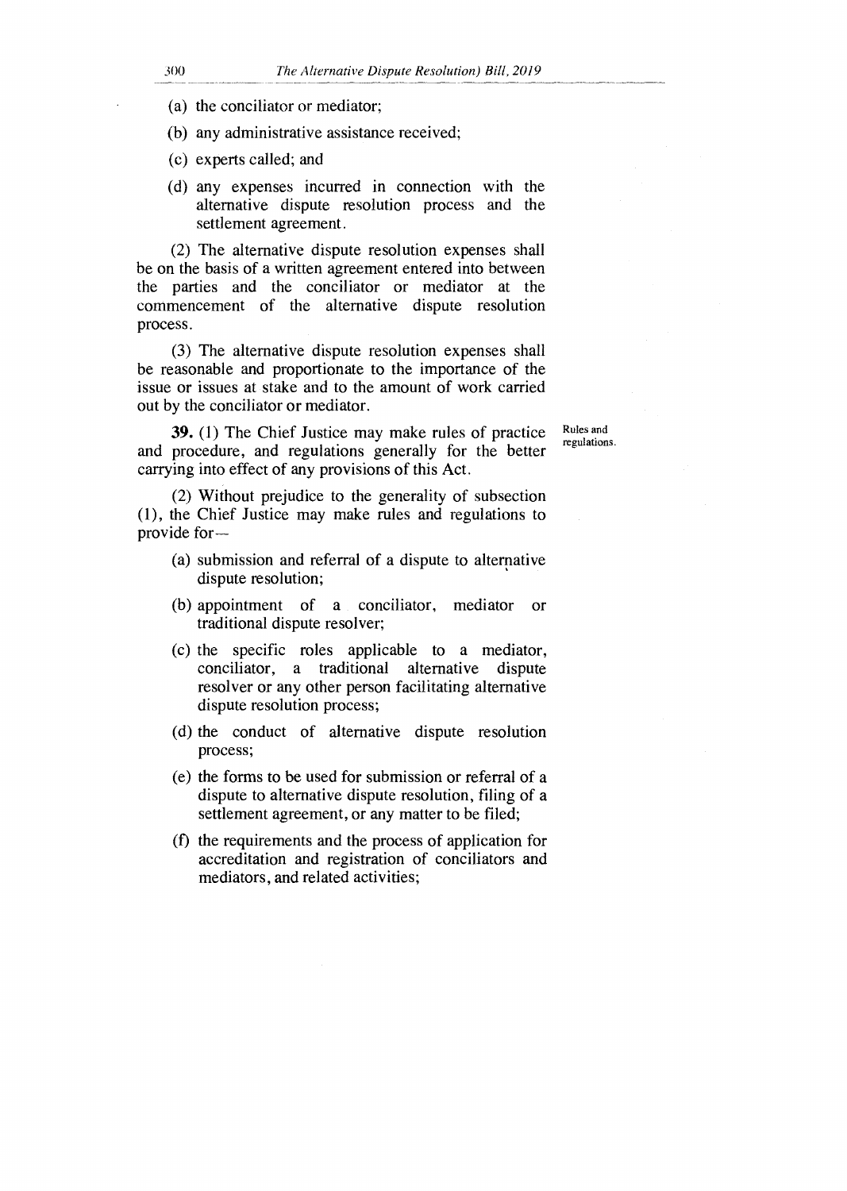(a) the conciliator or mediator;

(b) any administrative assistance received;

(c) experts called; and

(d) any expenses incurred in connection with the alternative dispute resolution process and the settlement agreement.

(2) The alternative dispute resolution expenses shall be on the basis of a written agreement entered into between the parties and the conciliator or mediator at the commencement of the alternative dispute resolution process.

(3) The alternative dispute resolution expenses shall be reasonable and proportionate to the importance of the issue or issues at stake and to the amount of work carried out by the conciliator or mediator.

Rules and regulations.

**39.** (1) The Chief Justice may make rules of practice and procedure, and regulations generally for the better carrying into effect of any provisions of this Act.

(2) Without prejudice to the generality of subsection (1), the Chief Justice may make rules and regulations to provide for—

(a) submission and referral of a dispute to alternative dispute resolution;

(b) appointment of a conciliator, mediator or traditional dispute resolver;

(c) the specific roles applicable to a mediator, conciliator, a traditional alternative dispute resolver or any other person facilitating alternative dispute resolution process;

(d) the conduct of alternative dispute resolution process;

(e) the forms to be used for submission or referral of a dispute to alternative dispute resolution, filing of a settlement agreement, or any matter to be filed;

(f) the requirements and the process of application for accreditation and registration of conciliators and mediators, and related activities;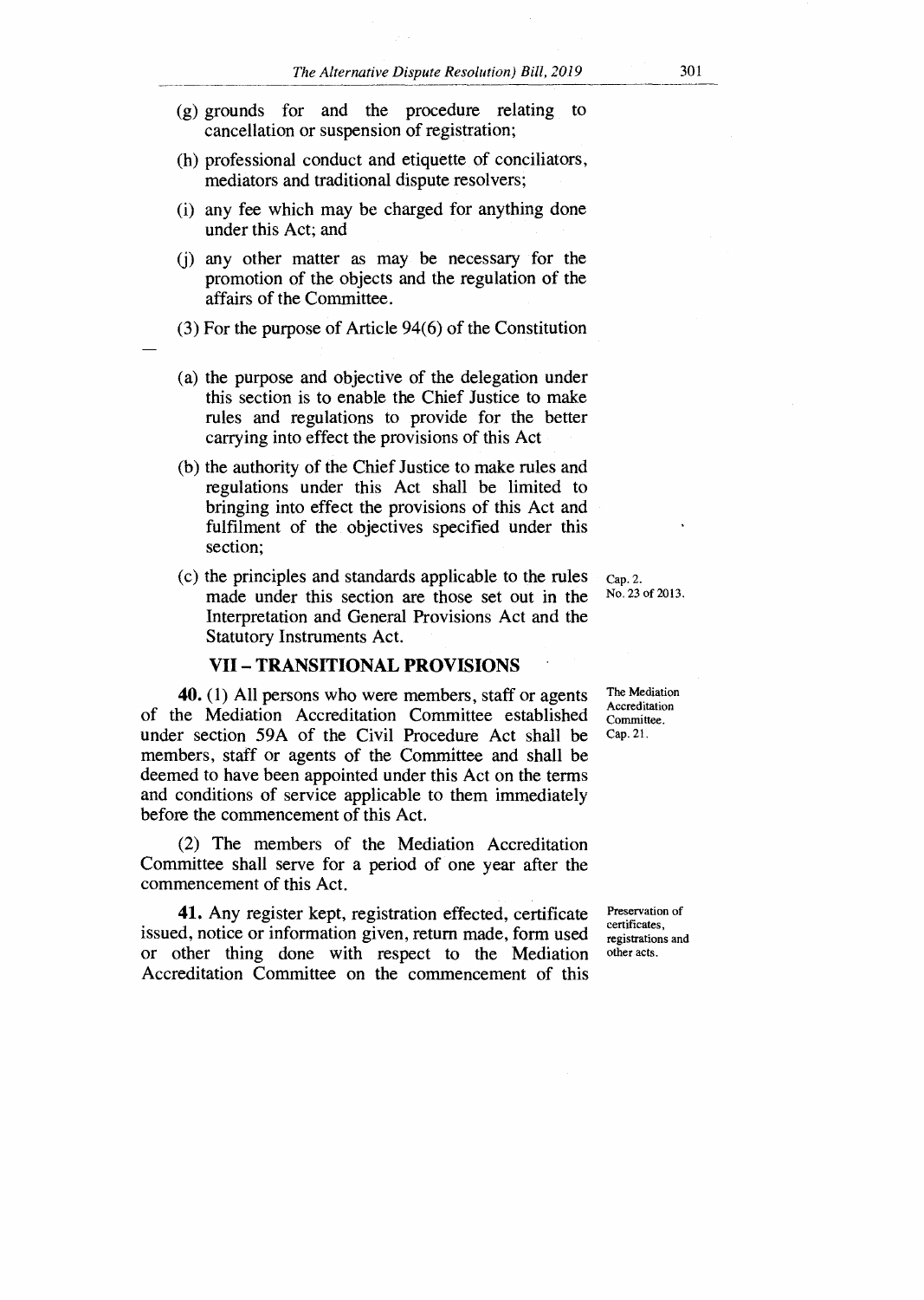(g) grounds for and the procedure relating to cancellation or suspension of registration;

(h) professional conduct and etiquette of conciliators, mediators and traditional dispute resolvers;

(i) any fee which may be charged for anything done under this Act; and

(j) any other matter as may be necessary for the promotion of the objects and the regulation of the affairs of the Committee.

(3) For the purpose of Article 94(6) of the Constitution —

(a) the purpose and objective of the delegation under this section is to enable the Chief Justice to make rules and regulations to provide for the better carrying into effect the provisions of this Act

(b) the authority of the Chief Justice to make rules and regulations under this Act shall be limited to bringing into effect the provisions of this Act and fulfilment of the objectives specified under this section;

(c) the principles and standards applicable to the rules made under this section are those set out in the Interpretation and General Provisions Act and the Statutory Instruments Act.

Cap. 2.
No. 23 of 2013.

## VII – TRANSITIONAL PROVISIONS

The Mediation Accreditation Committee.
Cap. 21.

**40.** (1) All persons who were members, staff or agents of the Mediation Accreditation Committee established under section 59A of the Civil Procedure Act shall be members, staff or agents of the Committee and shall be deemed to have been appointed under this Act on the terms and conditions of service applicable to them immediately before the commencement of this Act.

(2) The members of the Mediation Accreditation Committee shall serve for a period of one year after the commencement of this Act.

Preservation of certificates, registrations and other acts.

**41.** Any register kept, registration effected, certificate issued, notice or information given, return made, form used or other thing done with respect to the Mediation Accreditation Committee on the commencement of this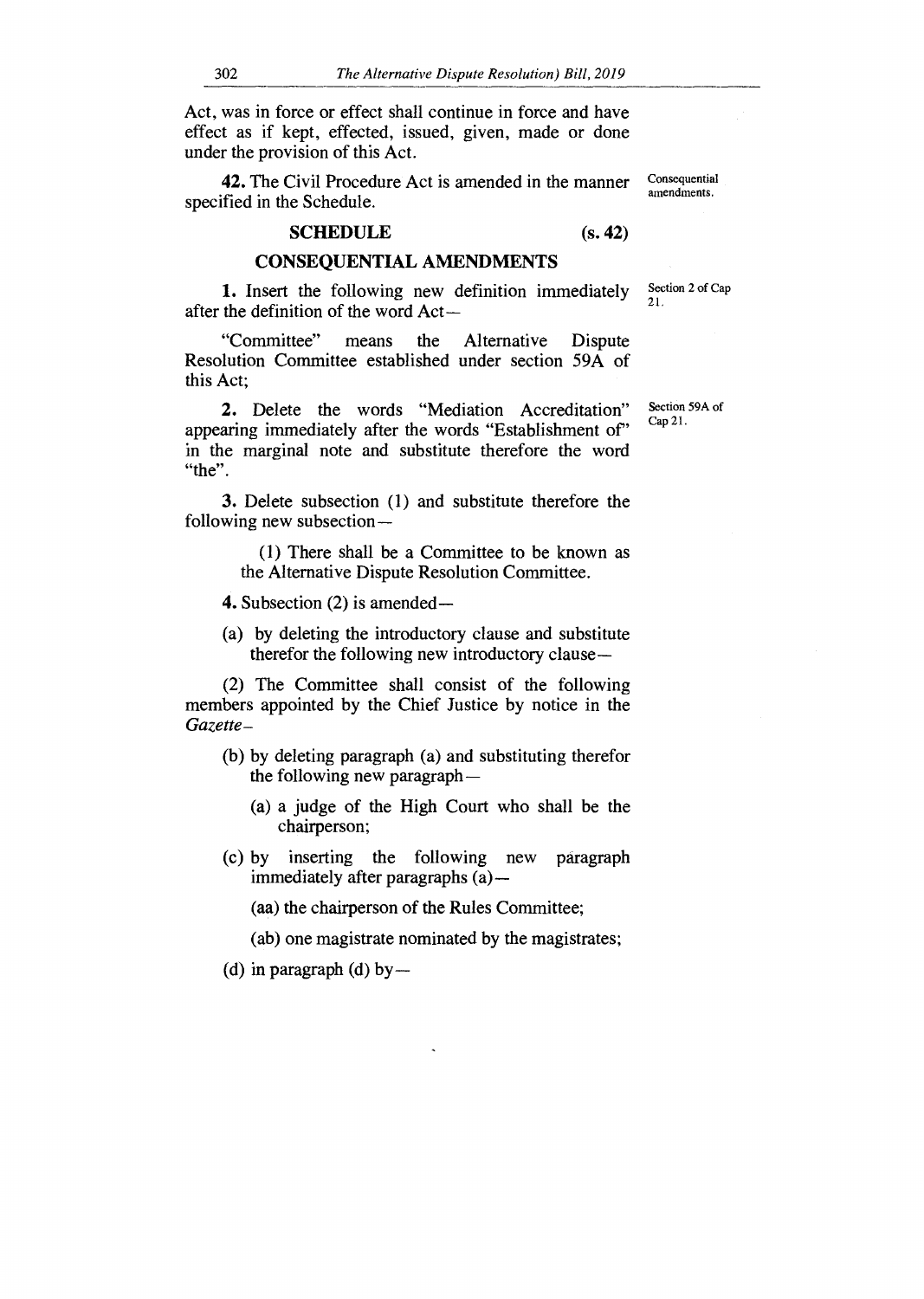Act, was in force or effect shall continue in force and have effect as if kept, effected, issued, given, made or done under the provision of this Act.

**42.** The Civil Procedure Act is amended in the manner specified in the Schedule.

Consequential amendments.

## SCHEDULE (s. 42)

## CONSEQUENTIAL AMENDMENTS

Section 2 of Cap 21.

**1.** Insert the following new definition immediately after the definition of the word Act—

"Committee" means the Alternative Dispute Resolution Committee established under section 59A of this Act;

Section 59A of Cap 21.

**2.** Delete the words "Mediation Accreditation" appearing immediately after the words "Establishment of" in the marginal note and substitute therefore the word "the".

**3.** Delete subsection (1) and substitute therefore the following new subsection—

> (1) There shall be a Committee to be known as the Alternative Dispute Resolution Committee.

**4.** Subsection (2) is amended—

(a) by deleting the introductory clause and substitute therefor the following new introductory clause—

(2) The Committee shall consist of the following members appointed by the Chief Justice by notice in the *Gazette*–

(b) by deleting paragraph (a) and substituting therefor the following new paragraph—

> (a) a judge of the High Court who shall be the chairperson;

(c) by inserting the following new paragraph immediately after paragraphs (a)—

> (aa) the chairperson of the Rules Committee;
>
> (ab) one magistrate nominated by the magistrates;

(d) in paragraph (d) by—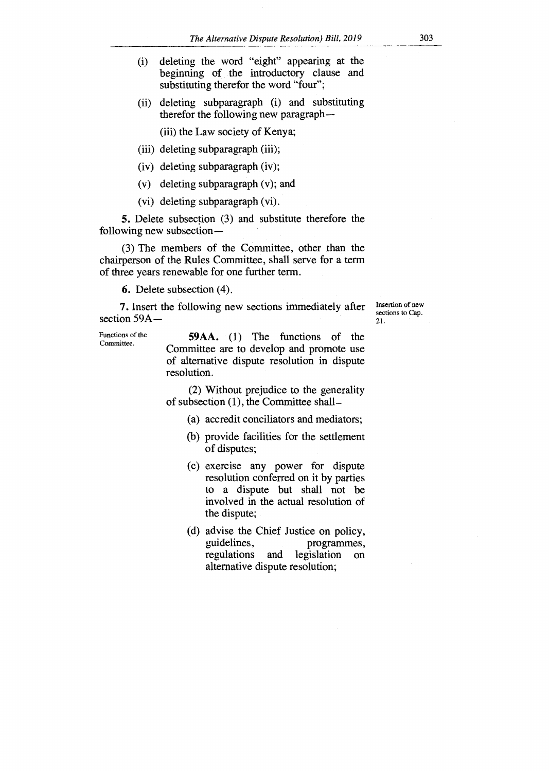(i) deleting the word "eight" appearing at the beginning of the introductory clause and substituting therefor the word "four";

(ii) deleting subparagraph (i) and substituting therefor the following new paragraph—

(iii) the Law society of Kenya;

(iii) deleting subparagraph (iii);

(iv) deleting subparagraph (iv);

(v) deleting subparagraph (v); and

(vi) deleting subparagraph (vi).

**5.** Delete subsection (3) and substitute therefore the following new subsection—

(3) The members of the Committee, other than the chairperson of the Rules Committee, shall serve for a term of three years renewable for one further term.

**6.** Delete subsection (4).

**7.** Insert the following new sections immediately after section 59A—

Insertion of new sections to Cap. 21.

Functions of the Committee.

**59AA.** (1) The functions of the Committee are to develop and promote use of alternative dispute resolution in dispute resolution.

(2) Without prejudice to the generality of subsection (1), the Committee shall–

(a) accredit conciliators and mediators;

(b) provide facilities for the settlement of disputes;

(c) exercise any power for dispute resolution conferred on it by parties to a dispute but shall not be involved in the actual resolution of the dispute;

(d) advise the Chief Justice on policy, guidelines, programmes, regulations and legislation on alternative dispute resolution;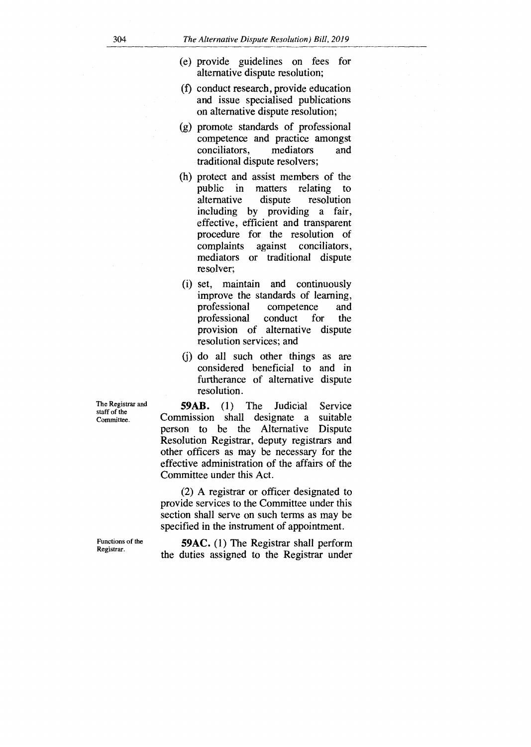(e) provide guidelines on fees for alternative dispute resolution;

(f) conduct research, provide education and issue specialised publications on alternative dispute resolution;

(g) promote standards of professional competence and practice amongst conciliators, mediators and traditional dispute resolvers;

(h) protect and assist members of the public in matters relating to alternative dispute resolution including by providing a fair, effective, efficient and transparent procedure for the resolution of complaints against conciliators, mediators or traditional dispute resolver;

(i) set, maintain and continuously improve the standards of learning, professional competence and professional conduct for the provision of alternative dispute resolution services; and

(j) do all such other things as are considered beneficial to and in furtherance of alternative dispute resolution.

The Registrar and staff of the Committee.

**59AB.** (1) The Judicial Service Commission shall designate a suitable person to be the Alternative Dispute Resolution Registrar, deputy registrars and other officers as may be necessary for the effective administration of the affairs of the Committee under this Act.

(2) A registrar or officer designated to provide services to the Committee under this section shall serve on such terms as may be specified in the instrument of appointment.

Functions of the Registrar.

**59AC.** (1) The Registrar shall perform the duties assigned to the Registrar under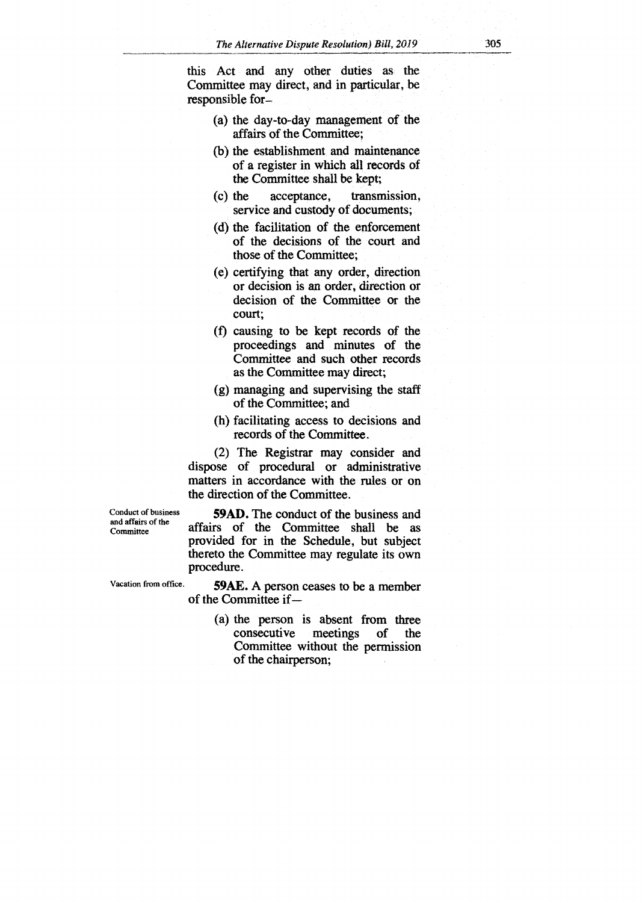this Act and any other duties as the Committee may direct, and in particular, be responsible for–

(a) the day-to-day management of the affairs of the Committee;

(b) the establishment and maintenance of a register in which all records of the Committee shall be kept;

(c) the acceptance, transmission, service and custody of documents;

(d) the facilitation of the enforcement of the decisions of the court and those of the Committee;

(e) certifying that any order, direction or decision is an order, direction or decision of the Committee or the court;

(f) causing to be kept records of the proceedings and minutes of the Committee and such other records as the Committee may direct;

(g) managing and supervising the staff of the Committee; and

(h) facilitating access to decisions and records of the Committee.

(2) The Registrar may consider and dispose of procedural or administrative matters in accordance with the rules or on the direction of the Committee.

Conduct of business and affairs of the Committee

**59AD.** The conduct of the business and affairs of the Committee shall be as provided for in the Schedule, but subject thereto the Committee may regulate its own procedure.

Vacation from office.

**59AE.** A person ceases to be a member of the Committee if—

(a) the person is absent from three consecutive meetings of the Committee without the permission of the chairperson;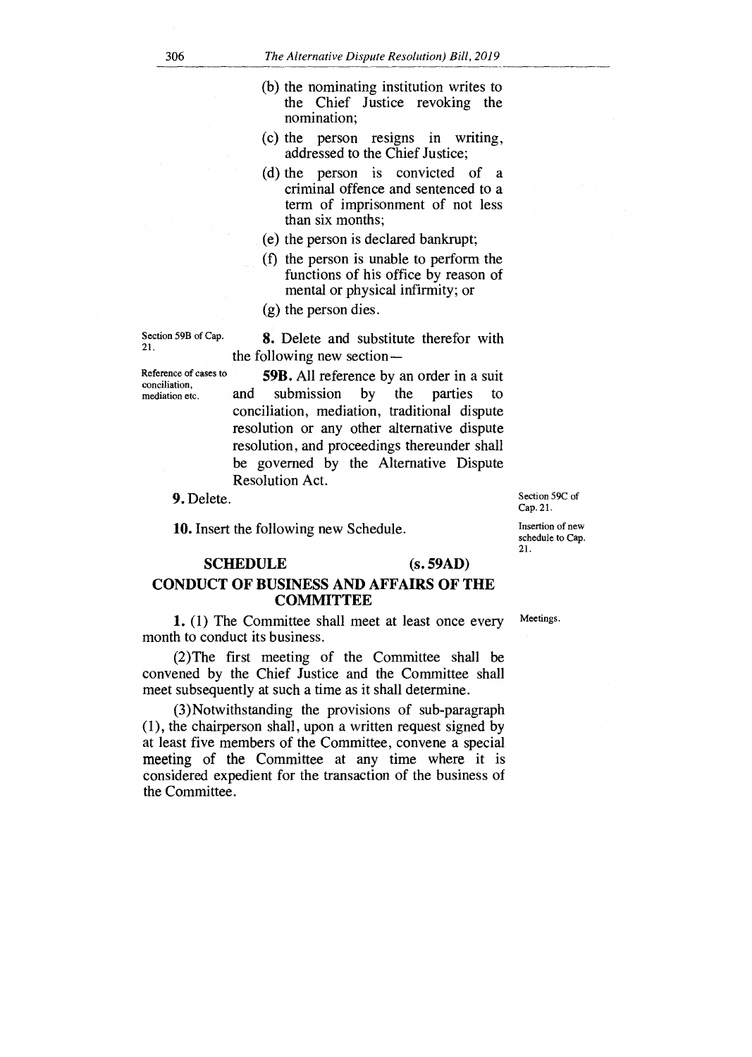(b) the nominating institution writes to the Chief Justice revoking the nomination;

(c) the person resigns in writing, addressed to the Chief Justice;

(d) the person is convicted of a criminal offence and sentenced to a term of imprisonment of not less than six months;

(e) the person is declared bankrupt;

(f) the person is unable to perform the functions of his office by reason of mental or physical infirmity; or

(g) the person dies.

Section 59B of Cap. 21.

**8.** Delete and substitute therefor with the following new section—

Reference of cases to conciliation, mediation etc.

**59B.** All reference by an order in a suit and submission by the parties to conciliation, mediation, traditional dispute resolution or any other alternative dispute resolution, and proceedings thereunder shall be governed by the Alternative Dispute Resolution Act.

Section 59C of Cap. 21.

**9.** Delete.

Insertion of new schedule to Cap. 21.

**10.** Insert the following new Schedule.

## SCHEDULE (s. 59AD)

## CONDUCT OF BUSINESS AND AFFAIRS OF THE COMMITTEE

Meetings.

**1.** (1) The Committee shall meet at least once every month to conduct its business.

(2)The first meeting of the Committee shall be convened by the Chief Justice and the Committee shall meet subsequently at such a time as it shall determine.

(3)Notwithstanding the provisions of sub-paragraph (1), the chairperson shall, upon a written request signed by at least five members of the Committee, convene a special meeting of the Committee at any time where it is considered expedient for the transaction of the business of the Committee.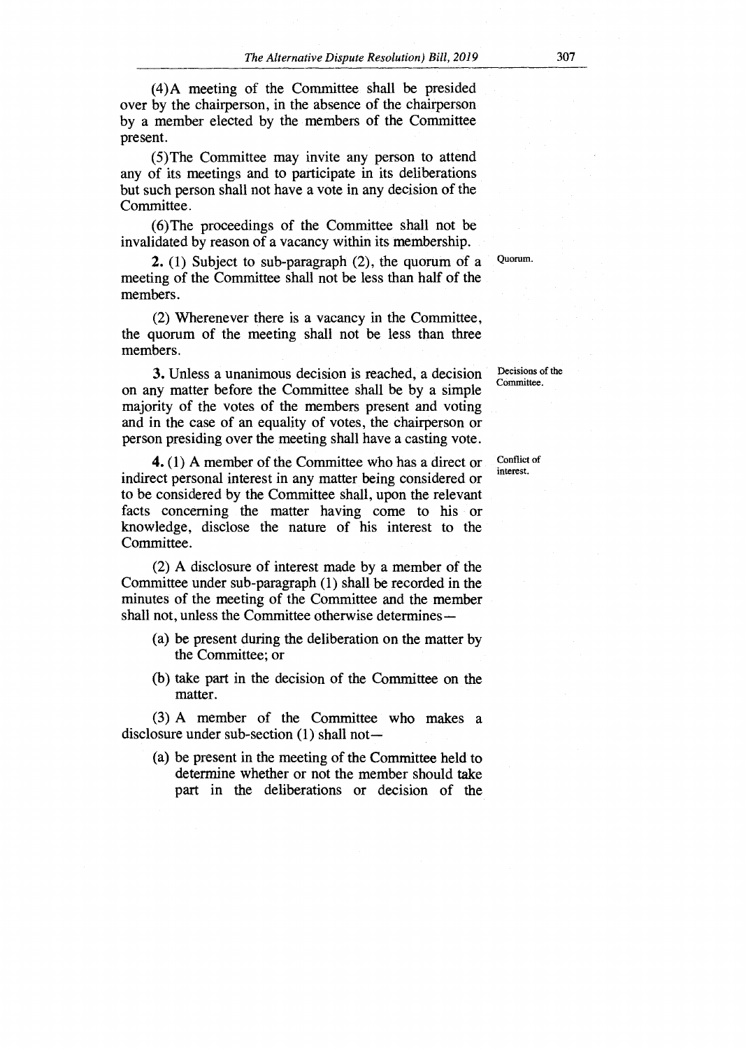(4)A meeting of the Committee shall be presided over by the chairperson, in the absence of the chairperson by a member elected by the members of the Committee present.

(5)The Committee may invite any person to attend any of its meetings and to participate in its deliberations but such person shall not have a vote in any decision of the Committee.

(6)The proceedings of the Committee shall not be invalidated by reason of a vacancy within its membership.

Quorum.

**2.** (1) Subject to sub-paragraph (2), the quorum of a meeting of the Committee shall not be less than half of the members.

(2) Wherenever there is a vacancy in the Committee, the quorum of the meeting shall not be less than three members.

Decisions of the Committee.

**3.** Unless a unanimous decision is reached, a decision on any matter before the Committee shall be by a simple majority of the votes of the members present and voting and in the case of an equality of votes, the chairperson or person presiding over the meeting shall have a casting vote.

Conflict of interest.

**4.** (1) A member of the Committee who has a direct or indirect personal interest in any matter being considered or to be considered by the Committee shall, upon the relevant facts concerning the matter having come to his or knowledge, disclose the nature of his interest to the Committee.

(2) A disclosure of interest made by a member of the Committee under sub-paragraph (1) shall be recorded in the minutes of the meeting of the Committee and the member shall not, unless the Committee otherwise determines—

(a) be present during the deliberation on the matter by the Committee; or

(b) take part in the decision of the Committee on the matter.

(3) A member of the Committee who makes a disclosure under sub-section (1) shall not—

(a) be present in the meeting of the Committee held to determine whether or not the member should take part in the deliberations or decision of the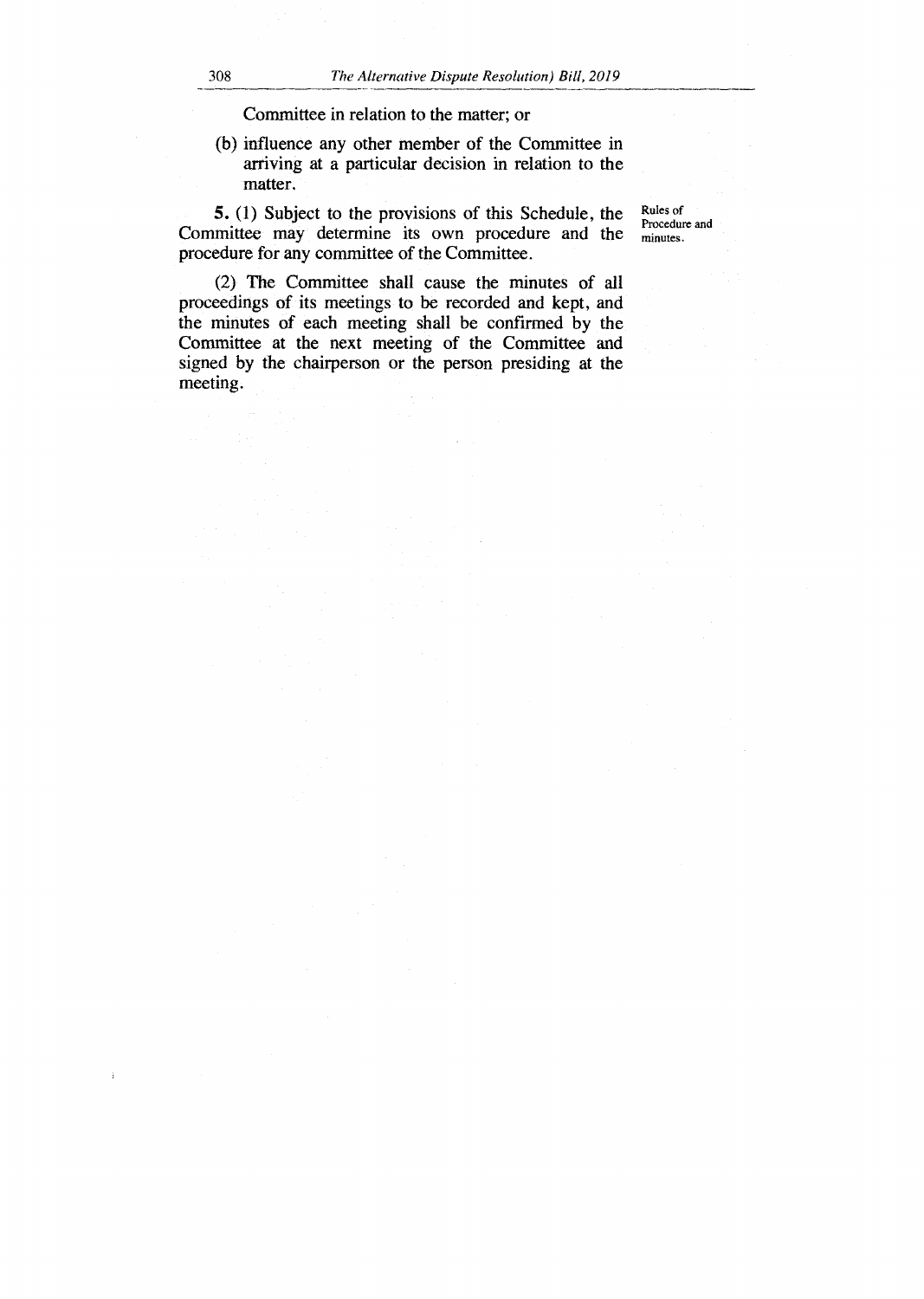Committee in relation to the matter; or

(b) influence any other member of the Committee in arriving at a particular decision in relation to the matter.

Rules of Procedure and minutes.

**5.** (1) Subject to the provisions of this Schedule, the Committee may determine its own procedure and the procedure for any committee of the Committee.

(2) The Committee shall cause the minutes of all proceedings of its meetings to be recorded and kept, and the minutes of each meeting shall be confirmed by the Committee at the next meeting of the Committee and signed by the chairperson or the person presiding at the meeting.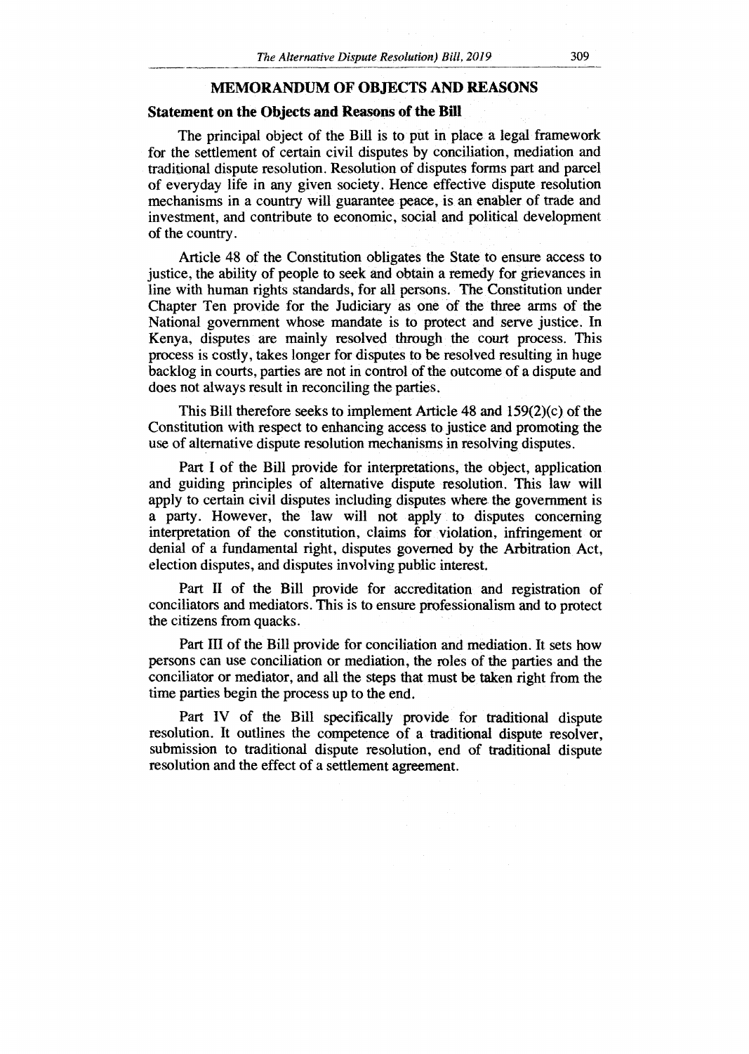## MEMORANDUM OF OBJECTS AND REASONS

### Statement on the Objects and Reasons of the Bill

The principal object of the Bill is to put in place a legal framework for the settlement of certain civil disputes by conciliation, mediation and traditional dispute resolution. Resolution of disputes forms part and parcel of everyday life in any given society. Hence effective dispute resolution mechanisms in a country will guarantee peace, is an enabler of trade and investment, and contribute to economic, social and political development of the country.

Article 48 of the Constitution obligates the State to ensure access to justice, the ability of people to seek and obtain a remedy for grievances in line with human rights standards, for all persons. The Constitution under Chapter Ten provide for the Judiciary as one of the three arms of the National government whose mandate is to protect and serve justice. In Kenya, disputes are mainly resolved through the court process. This process is costly, takes longer for disputes to be resolved resulting in huge backlog in courts, parties are not in control of the outcome of a dispute and does not always result in reconciling the parties.

This Bill therefore seeks to implement Article 48 and 159(2)(c) of the Constitution with respect to enhancing access to justice and promoting the use of alternative dispute resolution mechanisms in resolving disputes.

Part I of the Bill provide for interpretations, the object, application and guiding principles of alternative dispute resolution. This law will apply to certain civil disputes including disputes where the government is a party. However, the law will not apply to disputes concerning interpretation of the constitution, claims for violation, infringement or denial of a fundamental right, disputes governed by the Arbitration Act, election disputes, and disputes involving public interest.

Part II of the Bill provide for accreditation and registration of conciliators and mediators. This is to ensure professionalism and to protect the citizens from quacks.

Part III of the Bill provide for conciliation and mediation. It sets how persons can use conciliation or mediation, the roles of the parties and the conciliator or mediator, and all the steps that must be taken right from the time parties begin the process up to the end.

Part IV of the Bill specifically provide for traditional dispute resolution. It outlines the competence of a traditional dispute resolver, submission to traditional dispute resolution, end of traditional dispute resolution and the effect of a settlement agreement.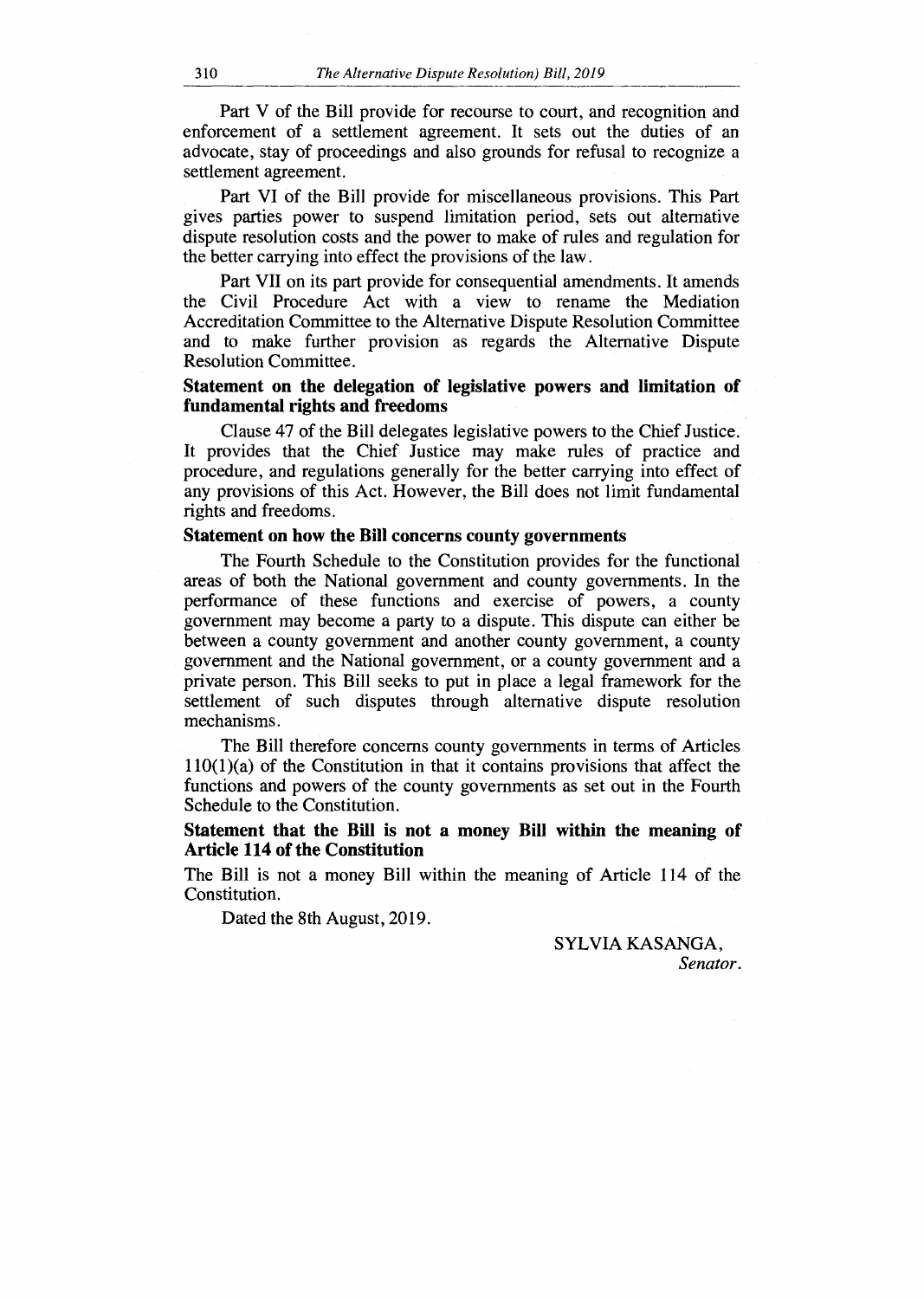Part V of the Bill provide for recourse to court, and recognition and enforcement of a settlement agreement. It sets out the duties of an advocate, stay of proceedings and also grounds for refusal to recognize a settlement agreement.

Part VI of the Bill provide for miscellaneous provisions. This Part gives parties power to suspend limitation period, sets out alternative dispute resolution costs and the power to make of rules and regulation for the better carrying into effect the provisions of the law.

Part VII on its part provide for consequential amendments. It amends the Civil Procedure Act with a view to rename the Mediation Accreditation Committee to the Alternative Dispute Resolution Committee and to make further provision as regards the Alternative Dispute Resolution Committee.

**Statement on the delegation of legislative powers and limitation of fundamental rights and freedoms**

Clause 47 of the Bill delegates legislative powers to the Chief Justice. It provides that the Chief Justice may make rules of practice and procedure, and regulations generally for the better carrying into effect of any provisions of this Act. However, the Bill does not limit fundamental rights and freedoms.

**Statement on how the Bill concerns county governments**

The Fourth Schedule to the Constitution provides for the functional areas of both the National government and county governments. In the performance of these functions and exercise of powers, a county government may become a party to a dispute. This dispute can either be between a county government and another county government, a county government and the National government, or a county government and a private person. This Bill seeks to put in place a legal framework for the settlement of such disputes through alternative dispute resolution mechanisms.

The Bill therefore concerns county governments in terms of Articles 110(1)(a) of the Constitution in that it contains provisions that affect the functions and powers of the county governments as set out in the Fourth Schedule to the Constitution.

**Statement that the Bill is not a money Bill within the meaning of Article 114 of the Constitution**

The Bill is not a money Bill within the meaning of Article 114 of the Constitution.

Dated the 8th August, 2019.

SYLVIA KASANGA,
*Senator*.